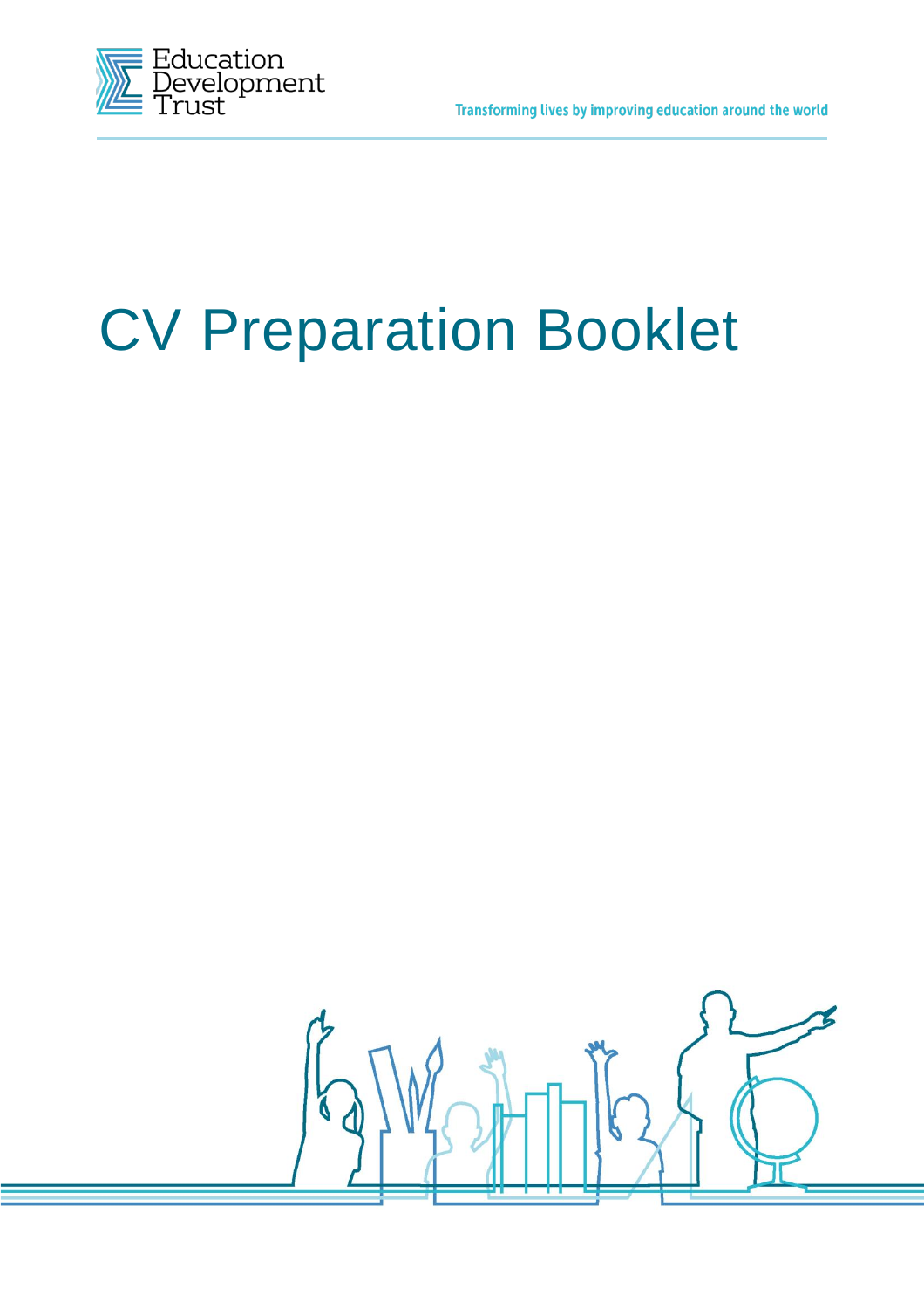Education Development Trust

Transforming lives by improving education around the world

# CV Preparation Booklet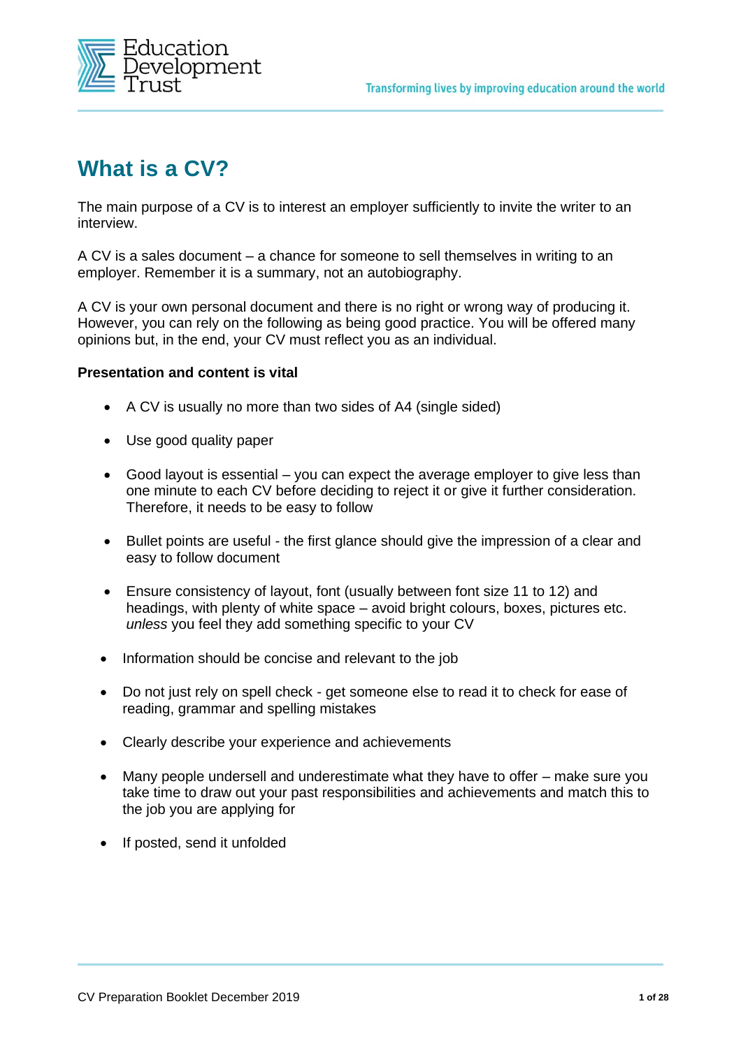# What is a CV?

The main purpose of a CV is to interest an employer sufficiently to invite the writer to an interview.

A CV is a sales document – a chance for someone to sell themselves in writing to an employer. Remember it is a summary, not an autobiography.

A CV is your own personal document and there is no right or wrong way of producing it. However, you can rely on the following as being good practice. You will be offered many opinions but, in the end, your CV must reflect you as an individual.

**Presentation and content is vital**

- A CV is usually no more than two sides of A4 (single sided)
- Use good quality paper
- Good layout is essential – you can expect the average employer to give less than one minute to each CV before deciding to reject it or give it further consideration. Therefore, it needs to be easy to follow
- Bullet points are useful - the first glance should give the impression of a clear and easy to follow document
- Ensure consistency of layout, font (usually between font size 11 to 12) and headings, with plenty of white space – avoid bright colours, boxes, pictures etc. *unless* you feel they add something specific to your CV
- Information should be concise and relevant to the job
- Do not just rely on spell check - get someone else to read it to check for ease of reading, grammar and spelling mistakes
- Clearly describe your experience and achievements
- Many people undersell and underestimate what they have to offer – make sure you take time to draw out your past responsibilities and achievements and match this to the job you are applying for
- If posted, send it unfolded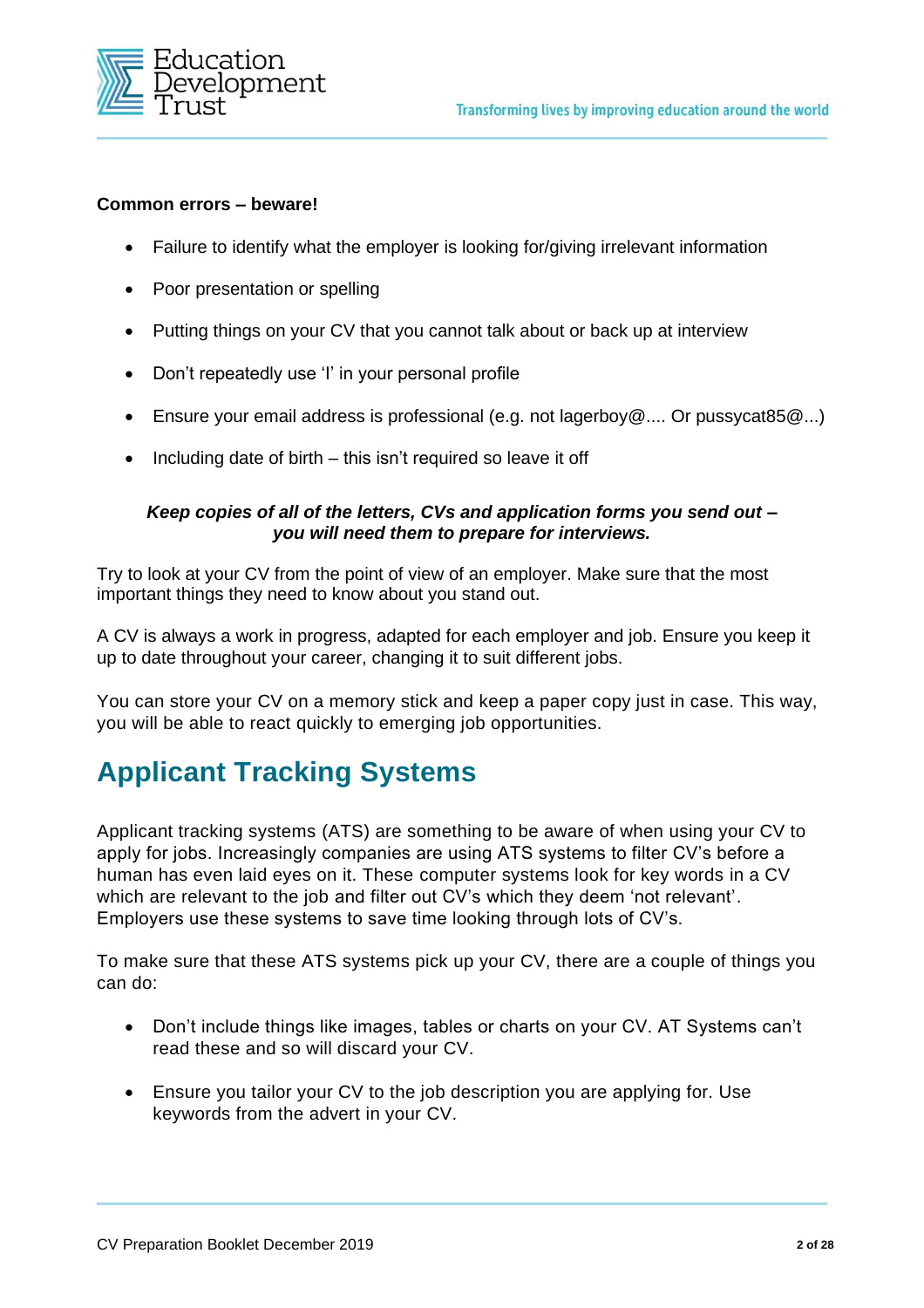**Common errors – beware!**

- Failure to identify what the employer is looking for/giving irrelevant information
- Poor presentation or spelling
- Putting things on your CV that you cannot talk about or back up at interview
- Don't repeatedly use 'I' in your personal profile
- Ensure your email address is professional (e.g. not lagerboy@.... Or pussycat85@...)
- Including date of birth – this isn't required so leave it off

***Keep copies of all of the letters, CVs and application forms you send out – you will need them to prepare for interviews.***

Try to look at your CV from the point of view of an employer. Make sure that the most important things they need to know about you stand out.

A CV is always a work in progress, adapted for each employer and job. Ensure you keep it up to date throughout your career, changing it to suit different jobs.

You can store your CV on a memory stick and keep a paper copy just in case. This way, you will be able to react quickly to emerging job opportunities.

# Applicant Tracking Systems

Applicant tracking systems (ATS) are something to be aware of when using your CV to apply for jobs. Increasingly companies are using ATS systems to filter CV's before a human has even laid eyes on it. These computer systems look for key words in a CV which are relevant to the job and filter out CV's which they deem 'not relevant'. Employers use these systems to save time looking through lots of CV's.

To make sure that these ATS systems pick up your CV, there are a couple of things you can do:

- Don't include things like images, tables or charts on your CV. AT Systems can't read these and so will discard your CV.
- Ensure you tailor your CV to the job description you are applying for. Use keywords from the advert in your CV.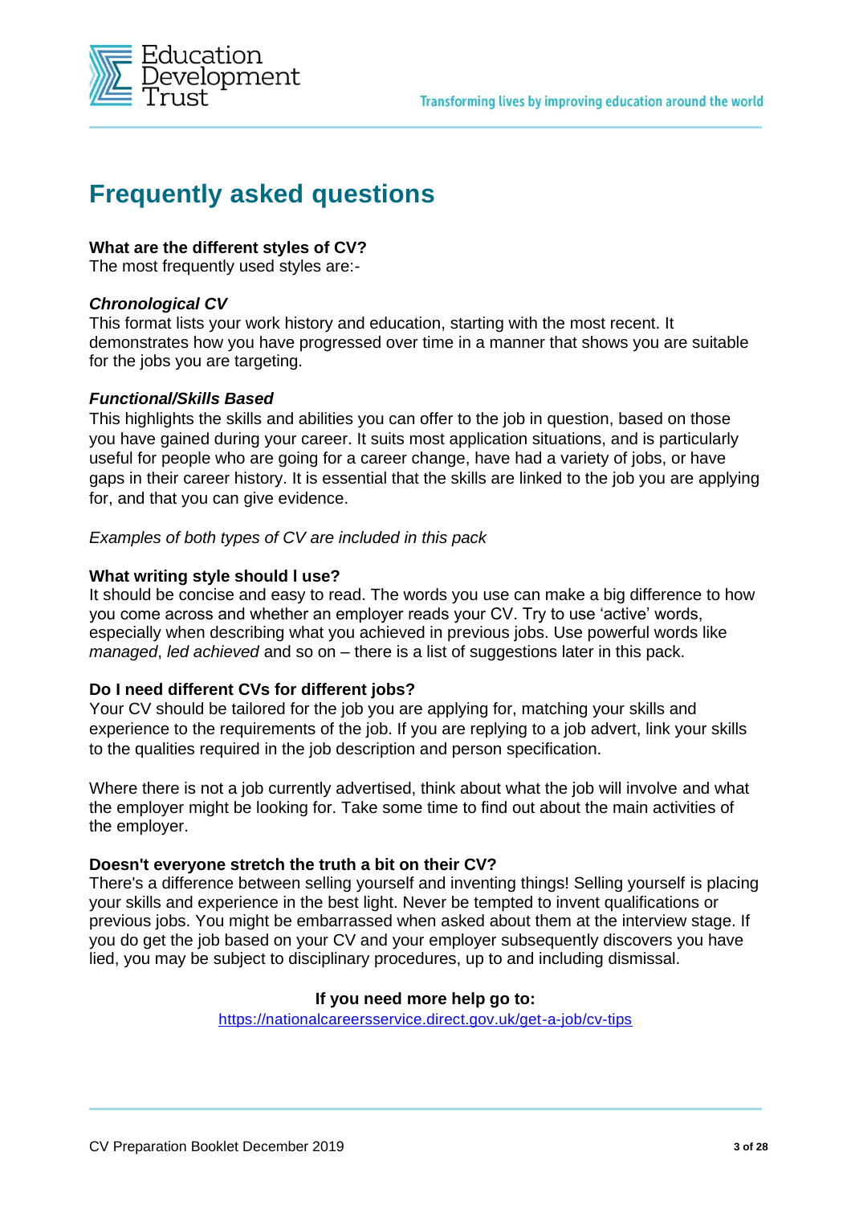# Frequently asked questions

**What are the different styles of CV?**
The most frequently used styles are:-

***Chronological CV***
This format lists your work history and education, starting with the most recent. It demonstrates how you have progressed over time in a manner that shows you are suitable for the jobs you are targeting.

***Functional/Skills Based***
This highlights the skills and abilities you can offer to the job in question, based on those you have gained during your career. It suits most application situations, and is particularly useful for people who are going for a career change, have had a variety of jobs, or have gaps in their career history. It is essential that the skills are linked to the job you are applying for, and that you can give evidence.

*Examples of both types of CV are included in this pack*

**What writing style should I use?**
It should be concise and easy to read. The words you use can make a big difference to how you come across and whether an employer reads your CV. Try to use 'active' words, especially when describing what you achieved in previous jobs. Use powerful words like *managed*, *led achieved* and so on – there is a list of suggestions later in this pack.

**Do I need different CVs for different jobs?**
Your CV should be tailored for the job you are applying for, matching your skills and experience to the requirements of the job. If you are replying to a job advert, link your skills to the qualities required in the job description and person specification.

Where there is not a job currently advertised, think about what the job will involve and what the employer might be looking for. Take some time to find out about the main activities of the employer.

**Doesn't everyone stretch the truth a bit on their CV?**
There's a difference between selling yourself and inventing things! Selling yourself is placing your skills and experience in the best light. Never be tempted to invent qualifications or previous jobs. You might be embarrassed when asked about them at the interview stage. If you do get the job based on your CV and your employer subsequently discovers you have lied, you may be subject to disciplinary procedures, up to and including dismissal.

**If you need more help go to:**
https://nationalcareersservice.direct.gov.uk/get-a-job/cv-tips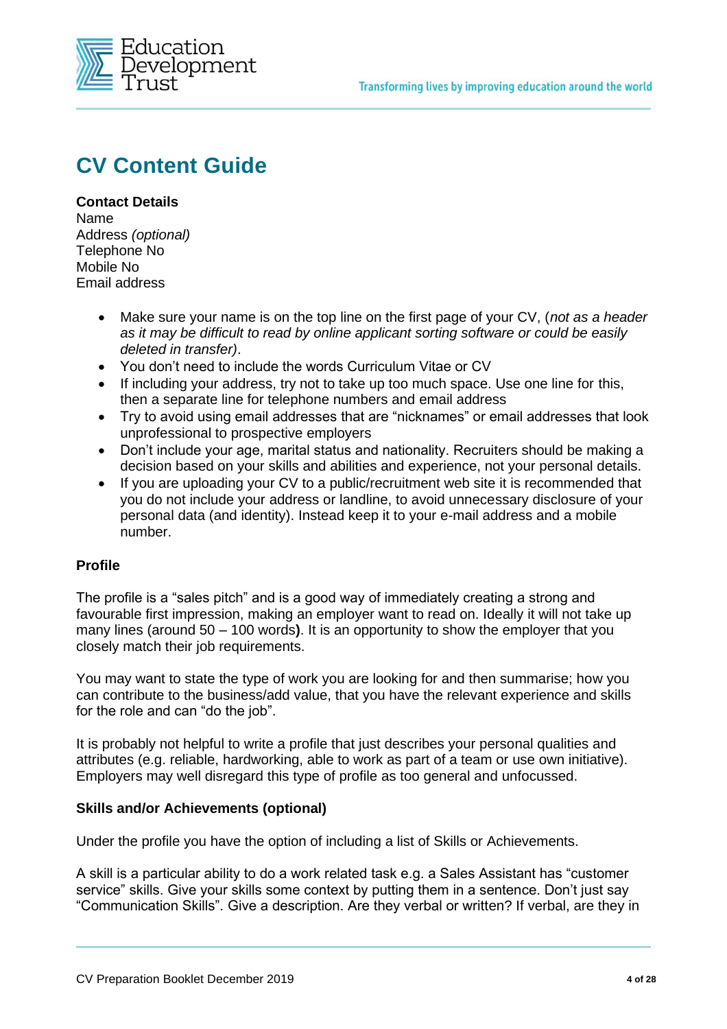# CV Content Guide

**Contact Details**
Name
Address *(optional)*
Telephone No
Mobile No
Email address

- Make sure your name is on the top line on the first page of your CV, (*not as a header as it may be difficult to read by online applicant sorting software or could be easily deleted in transfer)*.
- You don't need to include the words Curriculum Vitae or CV
- If including your address, try not to take up too much space. Use one line for this, then a separate line for telephone numbers and email address
- Try to avoid using email addresses that are "nicknames" or email addresses that look unprofessional to prospective employers
- Don't include your age, marital status and nationality. Recruiters should be making a decision based on your skills and abilities and experience, not your personal details.
- If you are uploading your CV to a public/recruitment web site it is recommended that you do not include your address or landline, to avoid unnecessary disclosure of your personal data (and identity). Instead keep it to your e-mail address and a mobile number.

### Profile

The profile is a "sales pitch" and is a good way of immediately creating a strong and favourable first impression, making an employer want to read on. Ideally it will not take up many lines (around 50 – 100 words**)**. It is an opportunity to show the employer that you closely match their job requirements.

You may want to state the type of work you are looking for and then summarise; how you can contribute to the business/add value, that you have the relevant experience and skills for the role and can "do the job".

It is probably not helpful to write a profile that just describes your personal qualities and attributes (e.g. reliable, hardworking, able to work as part of a team or use own initiative). Employers may well disregard this type of profile as too general and unfocussed.

### Skills and/or Achievements (optional)

Under the profile you have the option of including a list of Skills or Achievements.

A skill is a particular ability to do a work related task e.g. a Sales Assistant has "customer service" skills. Give your skills some context by putting them in a sentence. Don't just say "Communication Skills". Give a description. Are they verbal or written? If verbal, are they in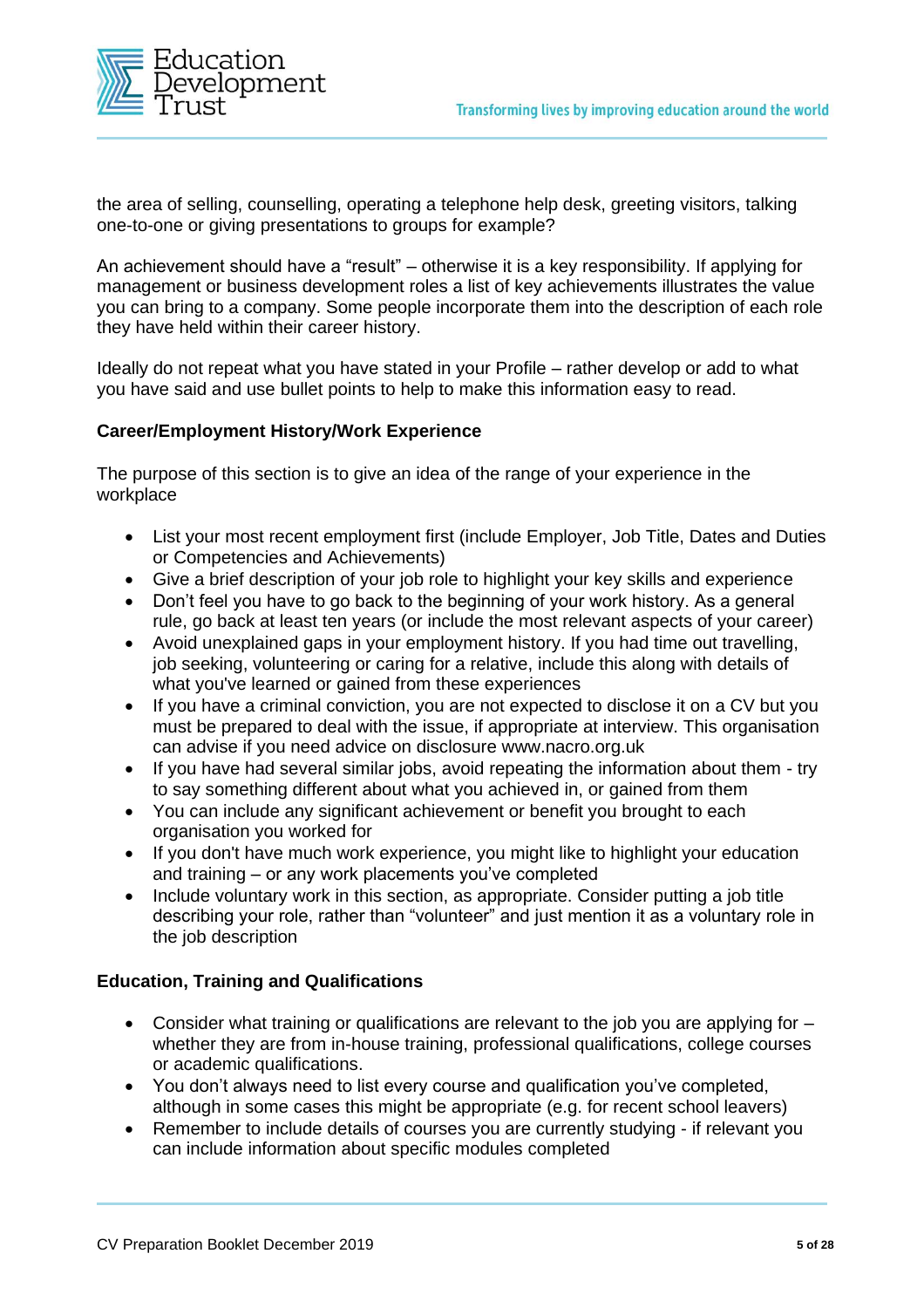the area of selling, counselling, operating a telephone help desk, greeting visitors, talking one-to-one or giving presentations to groups for example?

An achievement should have a "result" – otherwise it is a key responsibility. If applying for management or business development roles a list of key achievements illustrates the value you can bring to a company. Some people incorporate them into the description of each role they have held within their career history.

Ideally do not repeat what you have stated in your Profile – rather develop or add to what you have said and use bullet points to help to make this information easy to read.

**Career/Employment History/Work Experience**

The purpose of this section is to give an idea of the range of your experience in the workplace

- List your most recent employment first (include Employer, Job Title, Dates and Duties or Competencies and Achievements)
- Give a brief description of your job role to highlight your key skills and experience
- Don't feel you have to go back to the beginning of your work history. As a general rule, go back at least ten years (or include the most relevant aspects of your career)
- Avoid unexplained gaps in your employment history. If you had time out travelling, job seeking, volunteering or caring for a relative, include this along with details of what you've learned or gained from these experiences
- If you have a criminal conviction, you are not expected to disclose it on a CV but you must be prepared to deal with the issue, if appropriate at interview. This organisation can advise if you need advice on disclosure www.nacro.org.uk
- If you have had several similar jobs, avoid repeating the information about them - try to say something different about what you achieved in, or gained from them
- You can include any significant achievement or benefit you brought to each organisation you worked for
- If you don't have much work experience, you might like to highlight your education and training – or any work placements you've completed
- Include voluntary work in this section, as appropriate. Consider putting a job title describing your role, rather than "volunteer" and just mention it as a voluntary role in the job description

**Education, Training and Qualifications**

- Consider what training or qualifications are relevant to the job you are applying for – whether they are from in-house training, professional qualifications, college courses or academic qualifications.
- You don't always need to list every course and qualification you've completed, although in some cases this might be appropriate (e.g. for recent school leavers)
- Remember to include details of courses you are currently studying - if relevant you can include information about specific modules completed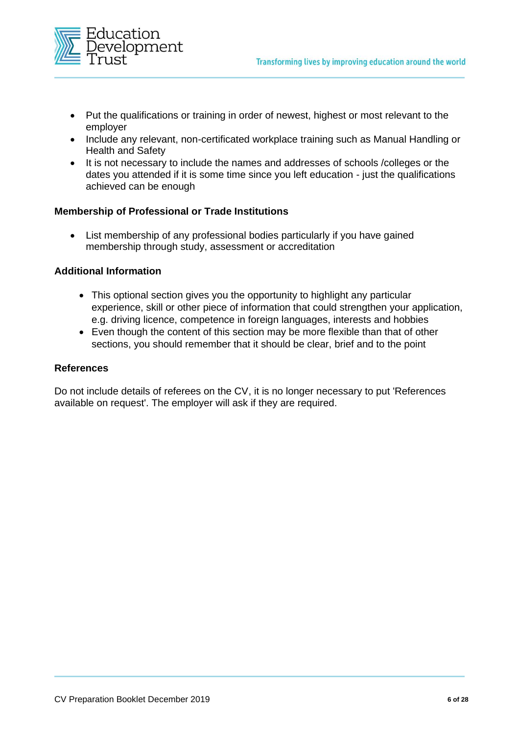- Put the qualifications or training in order of newest, highest or most relevant to the employer
- Include any relevant, non-certificated workplace training such as Manual Handling or Health and Safety
- It is not necessary to include the names and addresses of schools /colleges or the dates you attended if it is some time since you left education - just the qualifications achieved can be enough

### Membership of Professional or Trade Institutions

- List membership of any professional bodies particularly if you have gained membership through study, assessment or accreditation

### Additional Information

- This optional section gives you the opportunity to highlight any particular experience, skill or other piece of information that could strengthen your application, e.g. driving licence, competence in foreign languages, interests and hobbies
- Even though the content of this section may be more flexible than that of other sections, you should remember that it should be clear, brief and to the point

### References

Do not include details of referees on the CV, it is no longer necessary to put 'References available on request'. The employer will ask if they are required.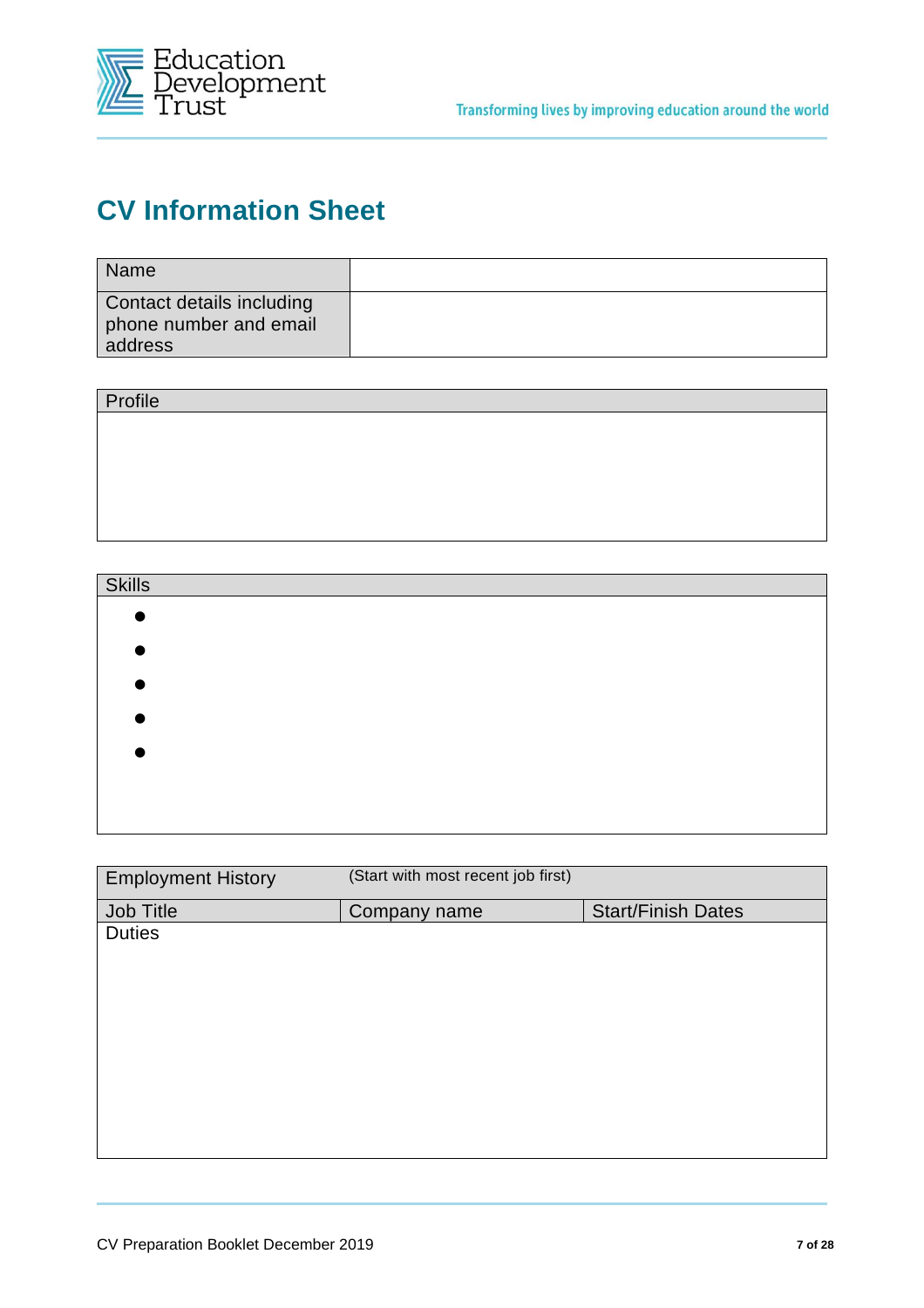# CV Information Sheet

| Name | |
|---|---|
| Contact details including phone number and email address | |

| Profile |
|---|
| |

| Skills |
|---|
| • <br> • <br> • <br> • <br> • |

| Employment History | (Start with most recent job first) | |
|---|---|---|
| Job Title | Company name | Start/Finish Dates |
| Duties | | |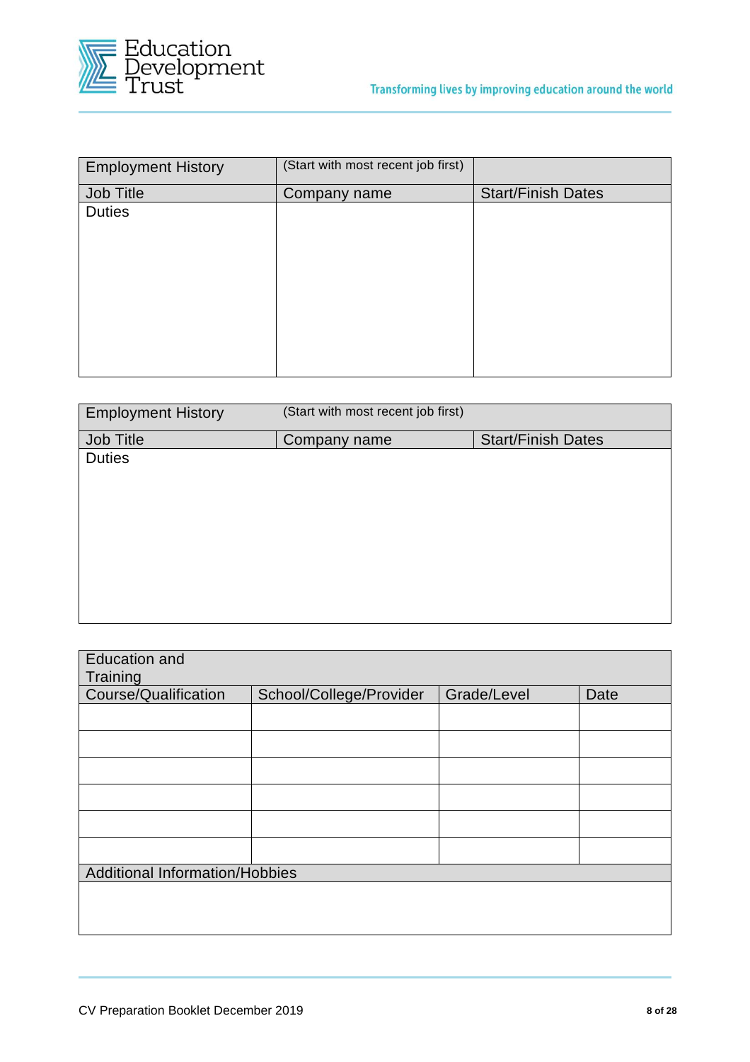| Employment History | (Start with most recent job first) | |
|---|---|---|
| Job Title | Company name | Start/Finish Dates |
| Duties | | |

| Employment History | (Start with most recent job first) | |
|---|---|---|
| Job Title | Company name | Start/Finish Dates |
| Duties | | |

| Education and Training | | | |
|---|---|---|---|
| Course/Qualification | School/College/Provider | Grade/Level | Date |
| | | | |
| | | | |
| | | | |
| | | | |
| | | | |
| | | | |
| Additional Information/Hobbies | | | |
| | | | |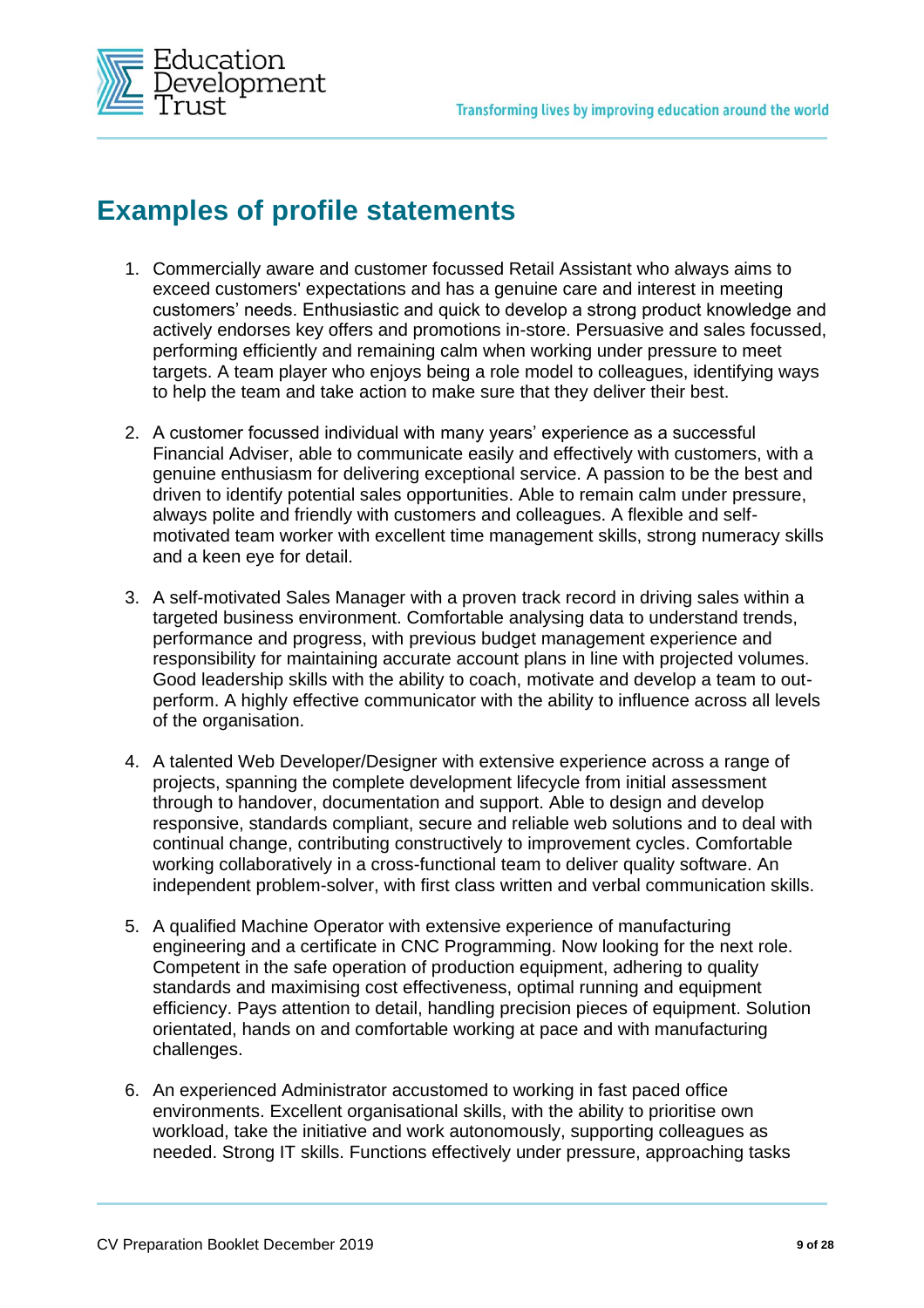## Examples of profile statements

1. Commercially aware and customer focussed Retail Assistant who always aims to exceed customers' expectations and has a genuine care and interest in meeting customers' needs. Enthusiastic and quick to develop a strong product knowledge and actively endorses key offers and promotions in-store. Persuasive and sales focussed, performing efficiently and remaining calm when working under pressure to meet targets. A team player who enjoys being a role model to colleagues, identifying ways to help the team and take action to make sure that they deliver their best.

2. A customer focussed individual with many years' experience as a successful Financial Adviser, able to communicate easily and effectively with customers, with a genuine enthusiasm for delivering exceptional service. A passion to be the best and driven to identify potential sales opportunities. Able to remain calm under pressure, always polite and friendly with customers and colleagues. A flexible and self-motivated team worker with excellent time management skills, strong numeracy skills and a keen eye for detail.

3. A self-motivated Sales Manager with a proven track record in driving sales within a targeted business environment. Comfortable analysing data to understand trends, performance and progress, with previous budget management experience and responsibility for maintaining accurate account plans in line with projected volumes. Good leadership skills with the ability to coach, motivate and develop a team to out-perform. A highly effective communicator with the ability to influence across all levels of the organisation.

4. A talented Web Developer/Designer with extensive experience across a range of projects, spanning the complete development lifecycle from initial assessment through to handover, documentation and support. Able to design and develop responsive, standards compliant, secure and reliable web solutions and to deal with continual change, contributing constructively to improvement cycles. Comfortable working collaboratively in a cross-functional team to deliver quality software. An independent problem-solver, with first class written and verbal communication skills.

5. A qualified Machine Operator with extensive experience of manufacturing engineering and a certificate in CNC Programming. Now looking for the next role. Competent in the safe operation of production equipment, adhering to quality standards and maximising cost effectiveness, optimal running and equipment efficiency. Pays attention to detail, handling precision pieces of equipment. Solution orientated, hands on and comfortable working at pace and with manufacturing challenges.

6. An experienced Administrator accustomed to working in fast paced office environments. Excellent organisational skills, with the ability to prioritise own workload, take the initiative and work autonomously, supporting colleagues as needed. Strong IT skills. Functions effectively under pressure, approaching tasks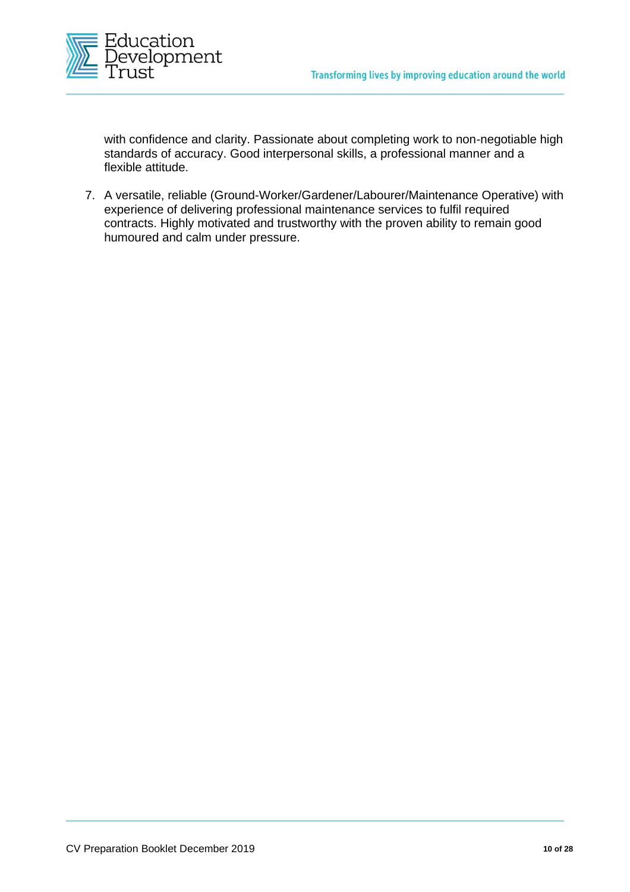with confidence and clarity. Passionate about completing work to non-negotiable high standards of accuracy. Good interpersonal skills, a professional manner and a flexible attitude.

7. A versatile, reliable (Ground-Worker/Gardener/Labourer/Maintenance Operative) with experience of delivering professional maintenance services to fulfil required contracts. Highly motivated and trustworthy with the proven ability to remain good humoured and calm under pressure.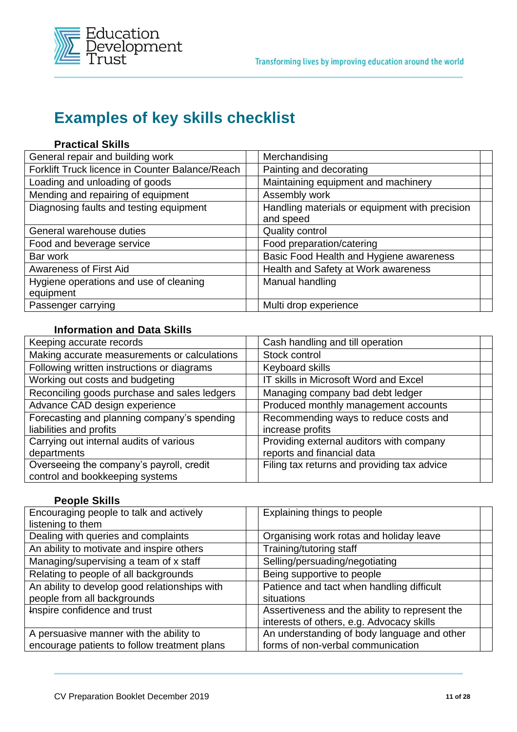# Examples of key skills checklist

### Practical Skills

| | | | |
|---|---|---|---|
| General repair and building work | | Merchandising | |
| Forklift Truck licence in Counter Balance/Reach | | Painting and decorating | |
| Loading and unloading of goods | | Maintaining equipment and machinery | |
| Mending and repairing of equipment | | Assembly work | |
| Diagnosing faults and testing equipment | | Handling materials or equipment with precision and speed | |
| General warehouse duties | | Quality control | |
| Food and beverage service | | Food preparation/catering | |
| Bar work | | Basic Food Health and Hygiene awareness | |
| Awareness of First Aid | | Health and Safety at Work awareness | |
| Hygiene operations and use of cleaning equipment | | Manual handling | |
| Passenger carrying | | Multi drop experience | |

### Information and Data Skills

| | | | |
|---|---|---|---|
| Keeping accurate records | | Cash handling and till operation | |
| Making accurate measurements or calculations | | Stock control | |
| Following written instructions or diagrams | | Keyboard skills | |
| Working out costs and budgeting | | IT skills in Microsoft Word and Excel | |
| Reconciling goods purchase and sales ledgers | | Managing company bad debt ledger | |
| Advance CAD design experience | | Produced monthly management accounts | |
| Forecasting and planning company's spending liabilities and profits | | Recommending ways to reduce costs and increase profits | |
| Carrying out internal audits of various departments | | Providing external auditors with company reports and financial data | |
| Overseeing the company's payroll, credit control and bookkeeping systems | | Filing tax returns and providing tax advice | |

### People Skills

| | | | |
|---|---|---|---|
| Encouraging people to talk and actively listening to them | | Explaining things to people | |
| Dealing with queries and complaints | | Organising work rotas and holiday leave | |
| An ability to motivate and inspire others | | Training/tutoring staff | |
| Managing/supervising a team of x staff | | Selling/persuading/negotiating | |
| Relating to people of all backgrounds | | Being supportive to people | |
| An ability to develop good relationships with people from all backgrounds | | Patience and tact when handling difficult situations | |
| Inspire confidence and trust | | Assertiveness and the ability to represent the interests of others, e.g. Advocacy skills | |
| A persuasive manner with the ability to encourage patients to follow treatment plans | | An understanding of body language and other forms of non-verbal communication | |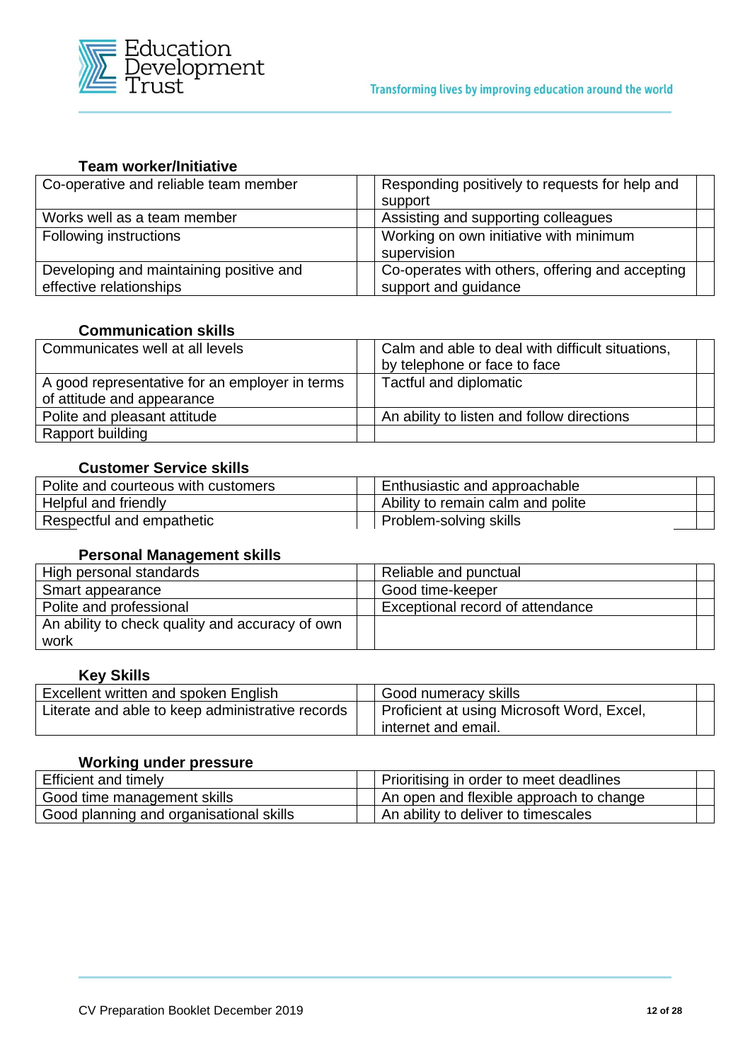**Team worker/Initiative**

| | | | |
|---|---|---|---|
| Co-operative and reliable team member | | Responding positively to requests for help and support | |
| Works well as a team member | | Assisting and supporting colleagues | |
| Following instructions | | Working on own initiative with minimum supervision | |
| Developing and maintaining positive and effective relationships | | Co-operates with others, offering and accepting support and guidance | |

**Communication skills**

| | | | |
|---|---|---|---|
| Communicates well at all levels | | Calm and able to deal with difficult situations, by telephone or face to face | |
| A good representative for an employer in terms of attitude and appearance | | Tactful and diplomatic | |
| Polite and pleasant attitude | | An ability to listen and follow directions | |
| Rapport building | | | |

**Customer Service skills**

| | | | |
|---|---|---|---|
| Polite and courteous with customers | | Enthusiastic and approachable | |
| Helpful and friendly | | Ability to remain calm and polite | |
| Respectful and empathetic | | Problem-solving skills | |

**Personal Management skills**

| | | | |
|---|---|---|---|
| High personal standards | | Reliable and punctual | |
| Smart appearance | | Good time-keeper | |
| Polite and professional | | Exceptional record of attendance | |
| An ability to check quality and accuracy of own work | | | |

**Key Skills**

| | | | |
|---|---|---|---|
| Excellent written and spoken English | | Good numeracy skills | |
| Literate and able to keep administrative records | | Proficient at using Microsoft Word, Excel, internet and email. | |

**Working under pressure**

| | | | |
|---|---|---|---|
| Efficient and timely | | Prioritising in order to meet deadlines | |
| Good time management skills | | An open and flexible approach to change | |
| Good planning and organisational skills | | An ability to deliver to timescales | |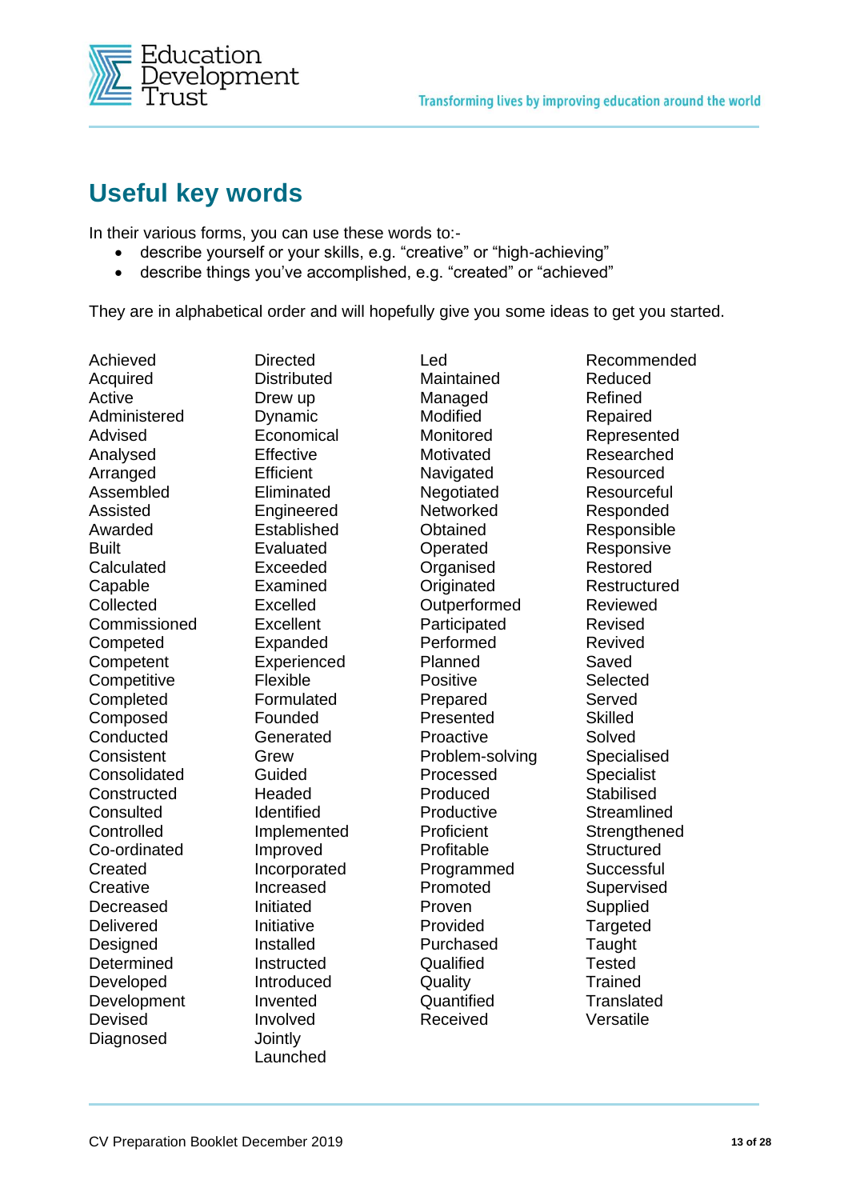## Useful key words

In their various forms, you can use these words to:-

- describe yourself or your skills, e.g. “creative” or “high-achieving”
- describe things you’ve accomplished, e.g. “created” or “achieved”

They are in alphabetical order and will hopefully give you some ideas to get you started.

Achieved
Acquired
Active
Administered
Advised
Analysed
Arranged
Assembled
Assisted
Awarded
Built
Calculated
Capable
Collected
Commissioned
Competed
Competent
Competitive
Completed
Composed
Conducted
Consistent
Consolidated
Constructed
Consulted
Controlled
Co-ordinated
Created
Creative
Decreased
Delivered
Designed
Determined
Developed
Development
Devised
Diagnosed
Directed
Distributed
Drew up
Dynamic
Economical
Effective
Efficient
Eliminated
Engineered
Established
Evaluated
Exceeded
Examined
Excelled
Excellent
Expanded
Experienced
Flexible
Formulated
Founded
Generated
Grew
Guided
Headed
Identified
Implemented
Improved
Incorporated
Increased
Initiated
Initiative
Installed
Instructed
Introduced
Invented
Involved
Jointly
Launched
Led
Maintained
Managed
Modified
Monitored
Motivated
Navigated
Negotiated
Networked
Obtained
Operated
Organised
Originated
Outperformed
Participated
Performed
Planned
Positive
Prepared
Presented
Proactive
Problem-solving
Processed
Produced
Productive
Proficient
Profitable
Programmed
Promoted
Proven
Provided
Purchased
Qualified
Quality
Quantified
Received
Recommended
Reduced
Refined
Repaired
Represented
Researched
Resourced
Resourceful
Responded
Responsible
Responsive
Restored
Restructured
Reviewed
Revised
Revived
Saved
Selected
Served
Skilled
Solved
Specialised
Specialist
Stabilised
Streamlined
Strengthened
Structured
Successful
Supervised
Supplied
Targeted
Taught
Tested
Trained
Translated
Versatile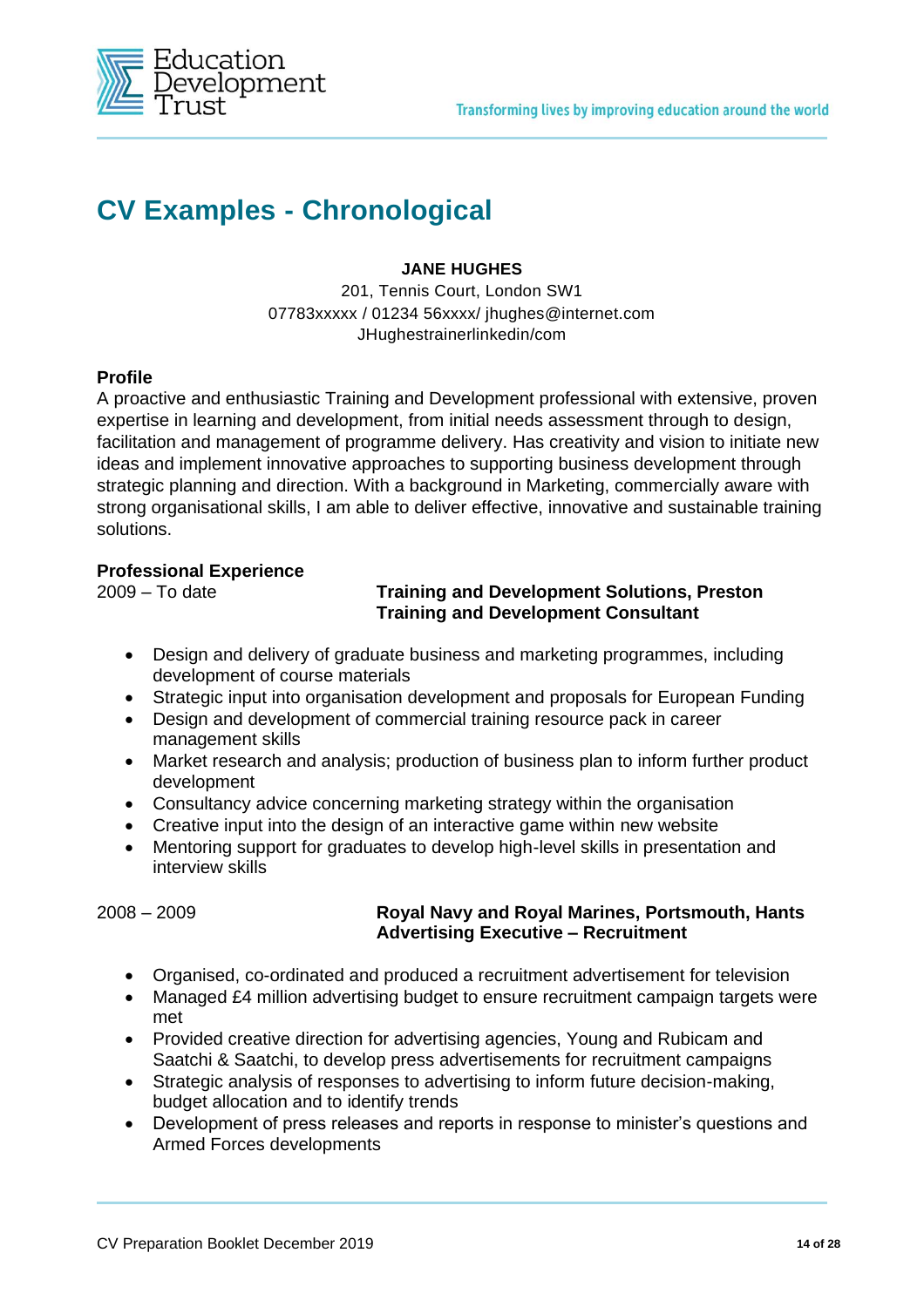# CV Examples - Chronological

**JANE HUGHES**
201, Tennis Court, London SW1
07783xxxxx / 01234 56xxxx/ jhughes@internet.com
JHughestrainerlinkedin/com

**Profile**

A proactive and enthusiastic Training and Development professional with extensive, proven expertise in learning and development, from initial needs assessment through to design, facilitation and management of programme delivery. Has creativity and vision to initiate new ideas and implement innovative approaches to supporting business development through strategic planning and direction. With a background in Marketing, commercially aware with strong organisational skills, I am able to deliver effective, innovative and sustainable training solutions.

**Professional Experience**

2009 – To date **Training and Development Solutions, Preston**
**Training and Development Consultant**

- Design and delivery of graduate business and marketing programmes, including development of course materials
- Strategic input into organisation development and proposals for European Funding
- Design and development of commercial training resource pack in career management skills
- Market research and analysis; production of business plan to inform further product development
- Consultancy advice concerning marketing strategy within the organisation
- Creative input into the design of an interactive game within new website
- Mentoring support for graduates to develop high-level skills in presentation and interview skills

2008 – 2009 **Royal Navy and Royal Marines, Portsmouth, Hants**
**Advertising Executive – Recruitment**

- Organised, co-ordinated and produced a recruitment advertisement for television
- Managed £4 million advertising budget to ensure recruitment campaign targets were met
- Provided creative direction for advertising agencies, Young and Rubicam and Saatchi & Saatchi, to develop press advertisements for recruitment campaigns
- Strategic analysis of responses to advertising to inform future decision-making, budget allocation and to identify trends
- Development of press releases and reports in response to minister's questions and Armed Forces developments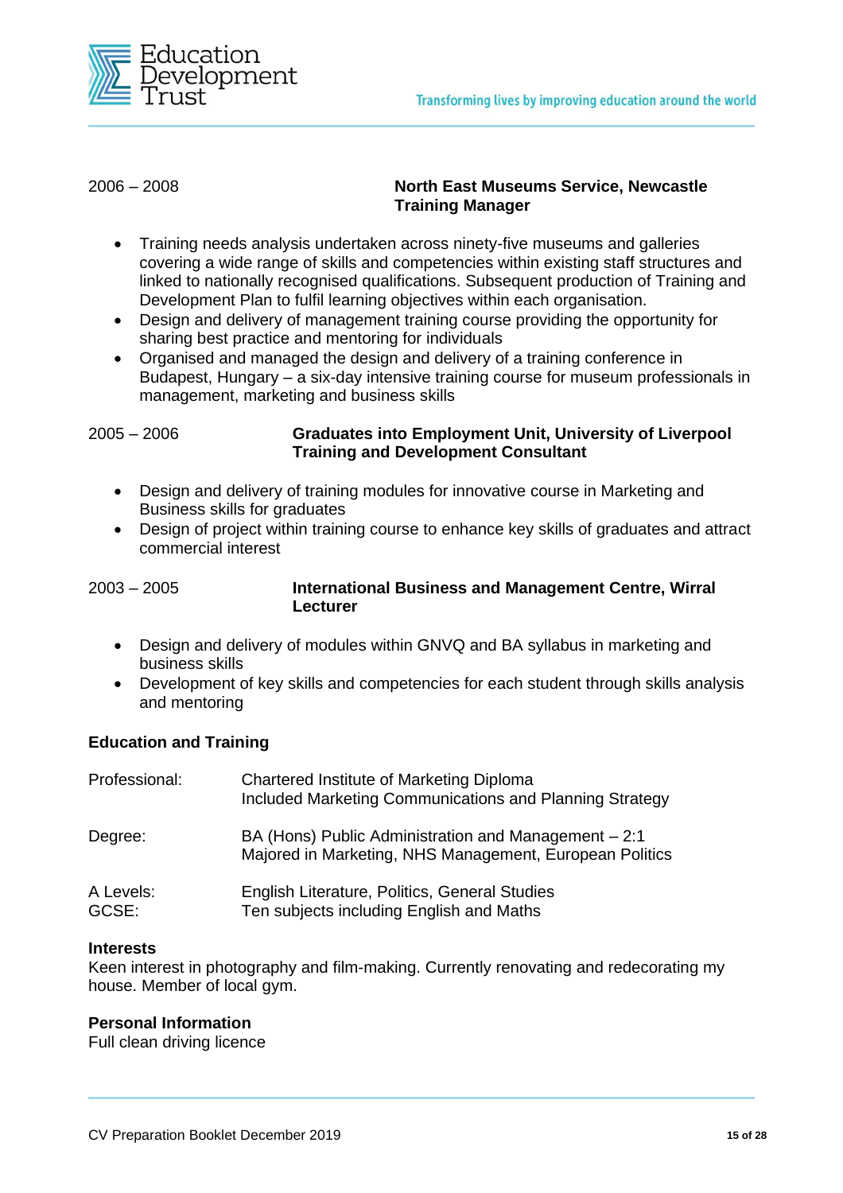2006 – 2008 **North East Museums Service, Newcastle**
**Training Manager**

- Training needs analysis undertaken across ninety-five museums and galleries covering a wide range of skills and competencies within existing staff structures and linked to nationally recognised qualifications. Subsequent production of Training and Development Plan to fulfil learning objectives within each organisation.
- Design and delivery of management training course providing the opportunity for sharing best practice and mentoring for individuals
- Organised and managed the design and delivery of a training conference in Budapest, Hungary – a six-day intensive training course for museum professionals in management, marketing and business skills

2005 – 2006 **Graduates into Employment Unit, University of Liverpool**
**Training and Development Consultant**

- Design and delivery of training modules for innovative course in Marketing and Business skills for graduates
- Design of project within training course to enhance key skills of graduates and attract commercial interest

2003 – 2005 **International Business and Management Centre, Wirral**
**Lecturer**

- Design and delivery of modules within GNVQ and BA syllabus in marketing and business skills
- Development of key skills and competencies for each student through skills analysis and mentoring

**Education and Training**

Professional: Chartered Institute of Marketing Diploma
Included Marketing Communications and Planning Strategy

Degree: BA (Hons) Public Administration and Management – 2:1
Majored in Marketing, NHS Management, European Politics

A Levels: English Literature, Politics, General Studies
GCSE: Ten subjects including English and Maths

**Interests**
Keen interest in photography and film-making. Currently renovating and redecorating my house. Member of local gym.

**Personal Information**
Full clean driving licence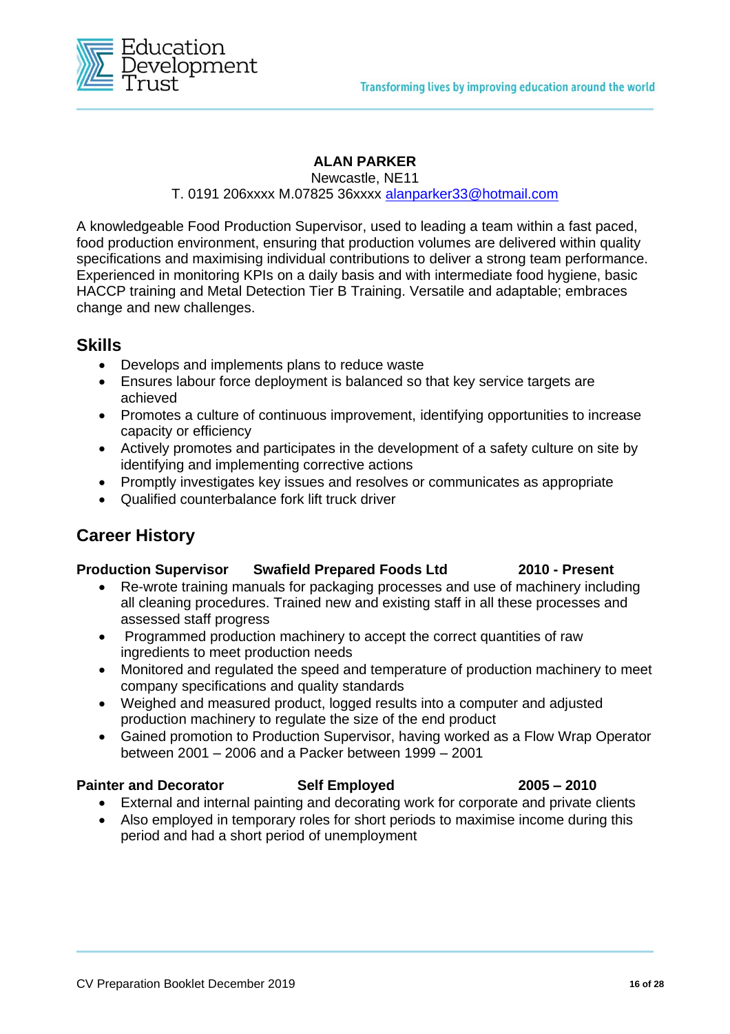**ALAN PARKER**
Newcastle, NE11
T. 0191 206xxxx M.07825 36xxxx alanparker33@hotmail.com

A knowledgeable Food Production Supervisor, used to leading a team within a fast paced, food production environment, ensuring that production volumes are delivered within quality specifications and maximising individual contributions to deliver a strong team performance. Experienced in monitoring KPIs on a daily basis and with intermediate food hygiene, basic HACCP training and Metal Detection Tier B Training. Versatile and adaptable; embraces change and new challenges.

## Skills

- Develops and implements plans to reduce waste
- Ensures labour force deployment is balanced so that key service targets are achieved
- Promotes a culture of continuous improvement, identifying opportunities to increase capacity or efficiency
- Actively promotes and participates in the development of a safety culture on site by identifying and implementing corrective actions
- Promptly investigates key issues and resolves or communicates as appropriate
- Qualified counterbalance fork lift truck driver

## Career History

**Production Supervisor Swafield Prepared Foods Ltd 2010 - Present**

- Re-wrote training manuals for packaging processes and use of machinery including all cleaning procedures. Trained new and existing staff in all these processes and assessed staff progress
- Programmed production machinery to accept the correct quantities of raw ingredients to meet production needs
- Monitored and regulated the speed and temperature of production machinery to meet company specifications and quality standards
- Weighed and measured product, logged results into a computer and adjusted production machinery to regulate the size of the end product
- Gained promotion to Production Supervisor, having worked as a Flow Wrap Operator between 2001 – 2006 and a Packer between 1999 – 2001

**Painter and Decorator Self Employed 2005 – 2010**

- External and internal painting and decorating work for corporate and private clients
- Also employed in temporary roles for short periods to maximise income during this period and had a short period of unemployment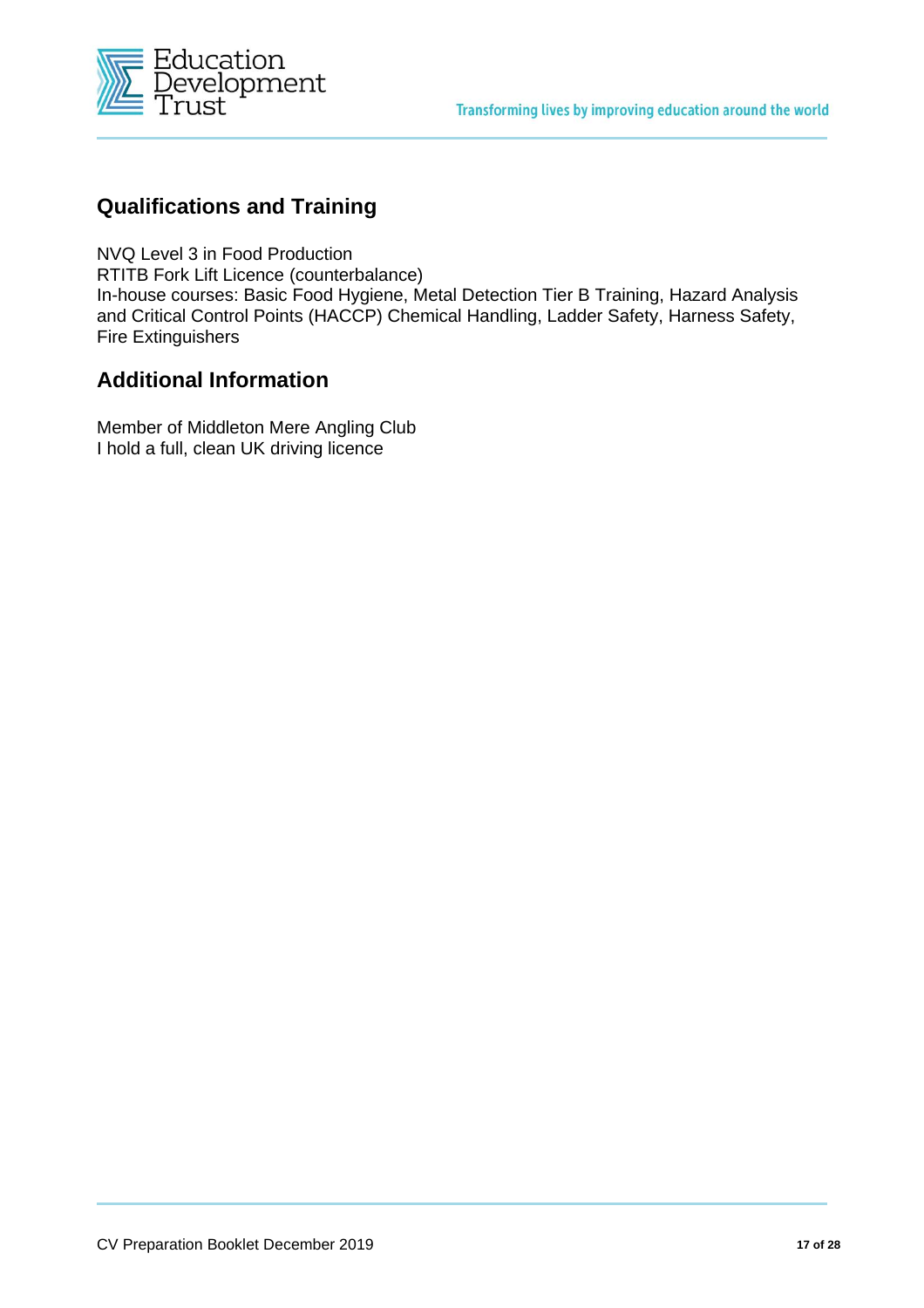## Qualifications and Training

NVQ Level 3 in Food Production
RTITB Fork Lift Licence (counterbalance)
In-house courses: Basic Food Hygiene, Metal Detection Tier B Training, Hazard Analysis and Critical Control Points (HACCP) Chemical Handling, Ladder Safety, Harness Safety, Fire Extinguishers

## Additional Information

Member of Middleton Mere Angling Club
I hold a full, clean UK driving licence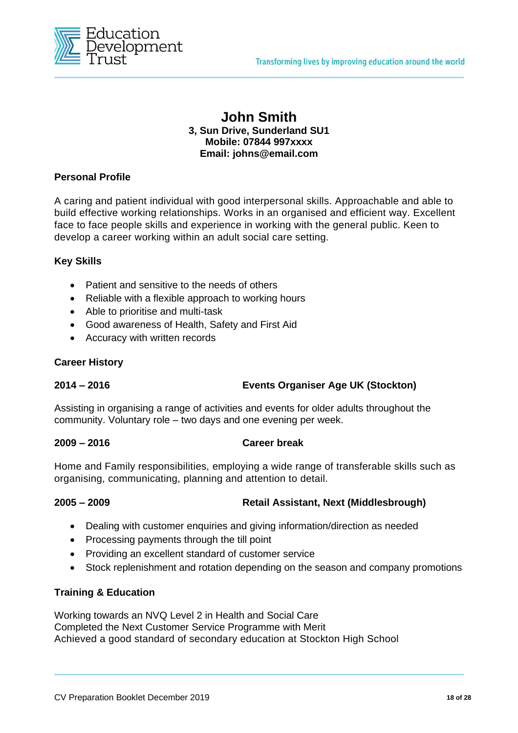# John Smith

**3, Sun Drive, Sunderland SU1**
**Mobile: 07844 997xxxx**
**Email: johns@email.com**

## Personal Profile

A caring and patient individual with good interpersonal skills. Approachable and able to build effective working relationships. Works in an organised and efficient way. Excellent face to face people skills and experience in working with the general public. Keen to develop a career working within an adult social care setting.

## Key Skills

- Patient and sensitive to the needs of others
- Reliable with a flexible approach to working hours
- Able to prioritise and multi-task
- Good awareness of Health, Safety and First Aid
- Accuracy with written records

## Career History

**2014 – 2016** **Events Organiser Age UK (Stockton)**

Assisting in organising a range of activities and events for older adults throughout the community. Voluntary role – two days and one evening per week.

**2009 – 2016** **Career break**

Home and Family responsibilities, employing a wide range of transferable skills such as organising, communicating, planning and attention to detail.

**2005 – 2009** **Retail Assistant, Next (Middlesbrough)**

- Dealing with customer enquiries and giving information/direction as needed
- Processing payments through the till point
- Providing an excellent standard of customer service
- Stock replenishment and rotation depending on the season and company promotions

## Training & Education

Working towards an NVQ Level 2 in Health and Social Care
Completed the Next Customer Service Programme with Merit
Achieved a good standard of secondary education at Stockton High School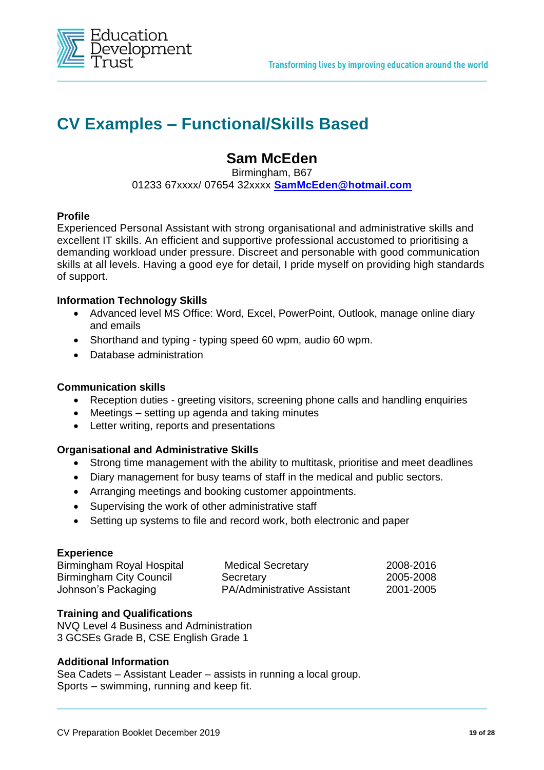# CV Examples – Functional/Skills Based

## Sam McEden

Birmingham, B67
01233 67xxxx/ 07654 32xxxx **SamMcEden@hotmail.com**

**Profile**
Experienced Personal Assistant with strong organisational and administrative skills and excellent IT skills. An efficient and supportive professional accustomed to prioritising a demanding workload under pressure. Discreet and personable with good communication skills at all levels. Having a good eye for detail, I pride myself on providing high standards of support.

**Information Technology Skills**

- Advanced level MS Office: Word, Excel, PowerPoint, Outlook, manage online diary and emails
- Shorthand and typing - typing speed 60 wpm, audio 60 wpm.
- Database administration

**Communication skills**

- Reception duties - greeting visitors, screening phone calls and handling enquiries
- Meetings – setting up agenda and taking minutes
- Letter writing, reports and presentations

**Organisational and Administrative Skills**

- Strong time management with the ability to multitask, prioritise and meet deadlines
- Diary management for busy teams of staff in the medical and public sectors.
- Arranging meetings and booking customer appointments.
- Supervising the work of other administrative staff
- Setting up systems to file and record work, both electronic and paper

**Experience**

| | | |
|---|---|---|
| Birmingham Royal Hospital | Medical Secretary | 2008-2016 |
| Birmingham City Council | Secretary | 2005-2008 |
| Johnson's Packaging | PA/Administrative Assistant | 2001-2005 |

**Training and Qualifications**
NVQ Level 4 Business and Administration
3 GCSEs Grade B, CSE English Grade 1

**Additional Information**
Sea Cadets – Assistant Leader – assists in running a local group.
Sports – swimming, running and keep fit.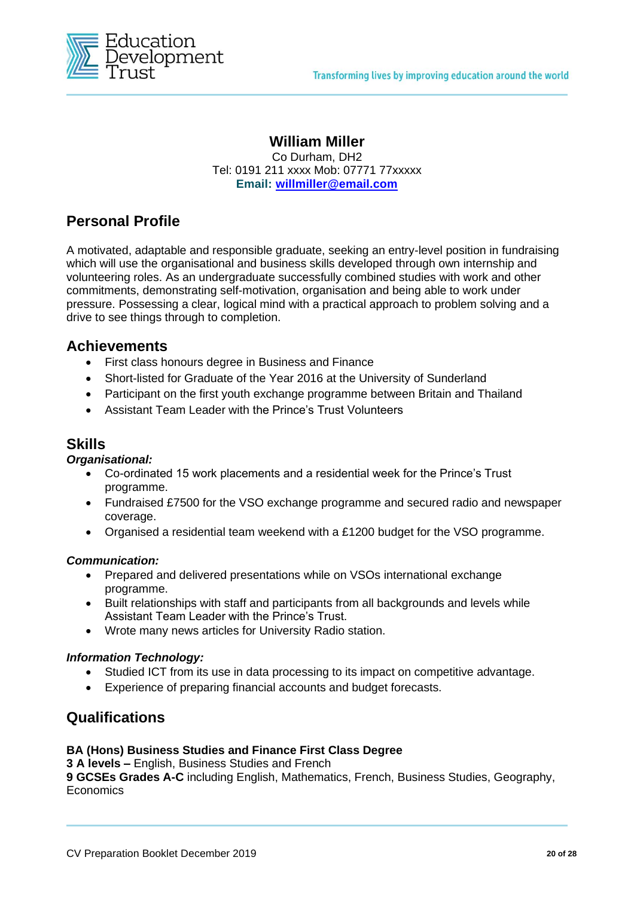# William Miller

Co Durham, DH2
Tel: 0191 211 xxxx Mob: 07771 77xxxxx
**Email: willmiller@email.com**

## Personal Profile

A motivated, adaptable and responsible graduate, seeking an entry-level position in fundraising which will use the organisational and business skills developed through own internship and volunteering roles. As an undergraduate successfully combined studies with work and other commitments, demonstrating self-motivation, organisation and being able to work under pressure. Possessing a clear, logical mind with a practical approach to problem solving and a drive to see things through to completion.

## Achievements

- First class honours degree in Business and Finance
- Short-listed for Graduate of the Year 2016 at the University of Sunderland
- Participant on the first youth exchange programme between Britain and Thailand
- Assistant Team Leader with the Prince's Trust Volunteers

## Skills

***Organisational:***

- Co-ordinated 15 work placements and a residential week for the Prince's Trust programme.
- Fundraised £7500 for the VSO exchange programme and secured radio and newspaper coverage.
- Organised a residential team weekend with a £1200 budget for the VSO programme.

***Communication:***

- Prepared and delivered presentations while on VSOs international exchange programme.
- Built relationships with staff and participants from all backgrounds and levels while Assistant Team Leader with the Prince's Trust.
- Wrote many news articles for University Radio station.

***Information Technology:***

- Studied ICT from its use in data processing to its impact on competitive advantage.
- Experience of preparing financial accounts and budget forecasts.

## Qualifications

**BA (Hons) Business Studies and Finance First Class Degree**
**3 A levels –** English, Business Studies and French
**9 GCSEs Grades A-C** including English, Mathematics, French, Business Studies, Geography, Economics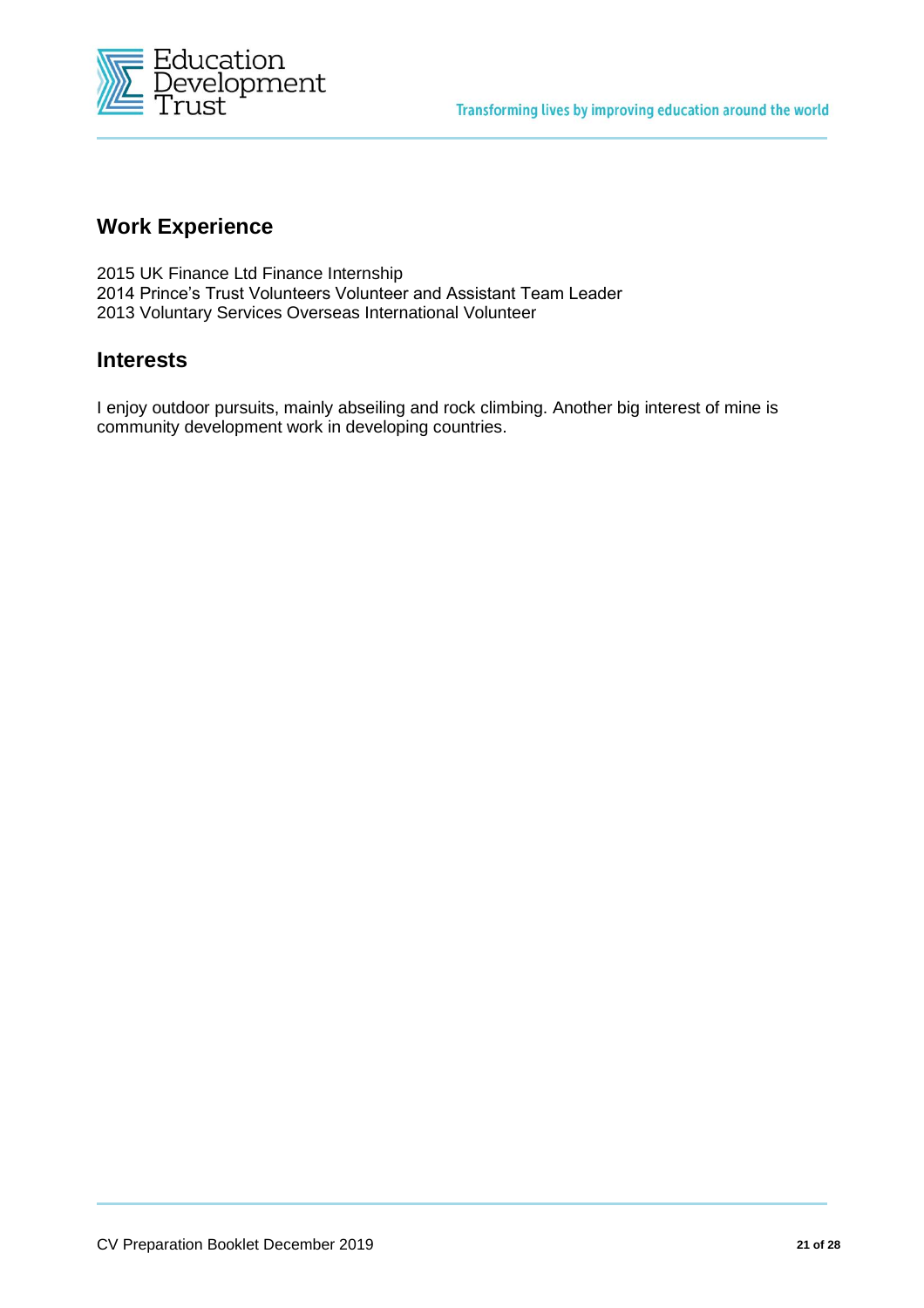## Work Experience

2015 UK Finance Ltd Finance Internship
2014 Prince's Trust Volunteers Volunteer and Assistant Team Leader
2013 Voluntary Services Overseas International Volunteer

## Interests

I enjoy outdoor pursuits, mainly abseiling and rock climbing. Another big interest of mine is community development work in developing countries.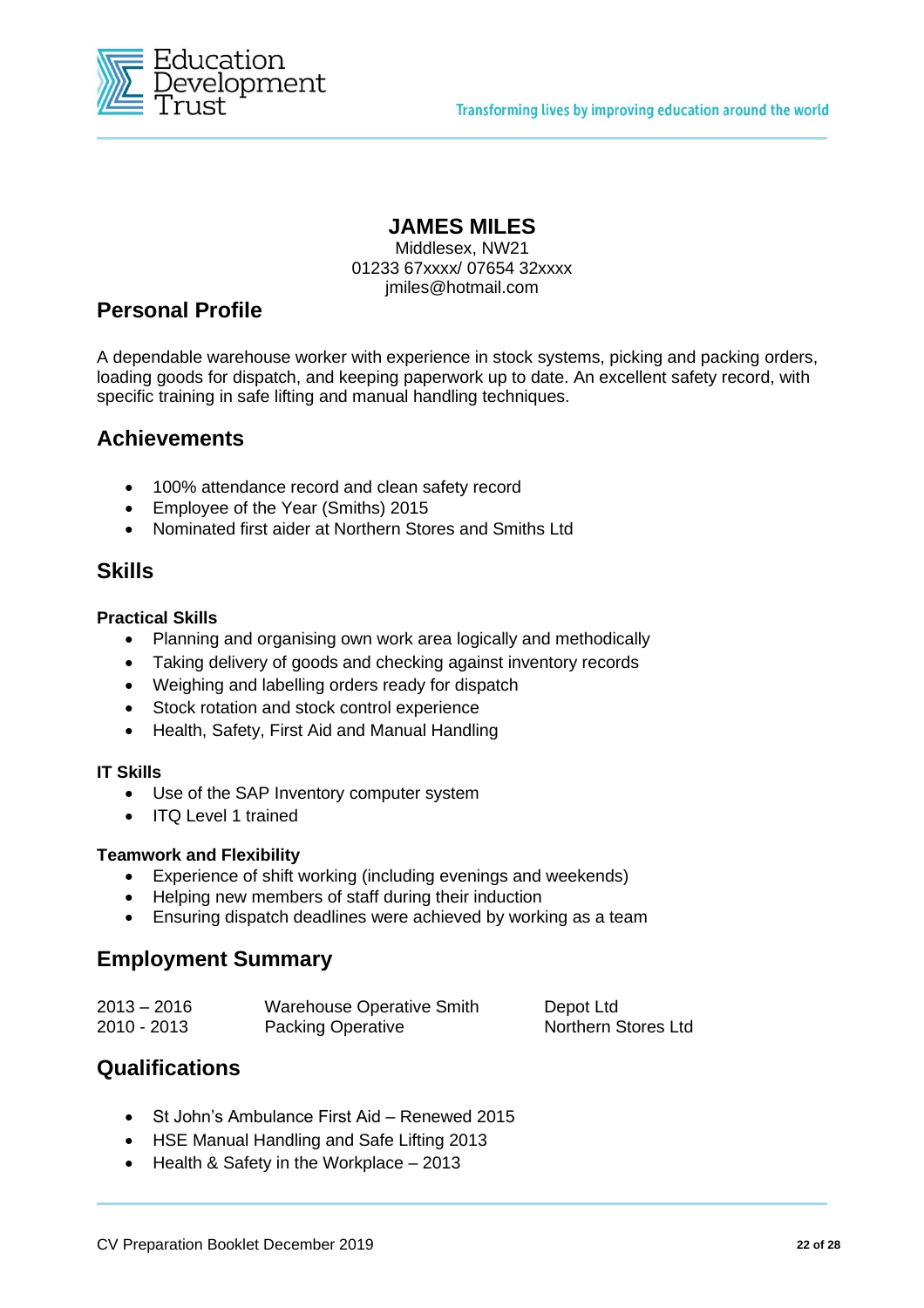# JAMES MILES

Middlesex, NW21
01233 67xxxx/ 07654 32xxxx
jmiles@hotmail.com

## Personal Profile

A dependable warehouse worker with experience in stock systems, picking and packing orders, loading goods for dispatch, and keeping paperwork up to date. An excellent safety record, with specific training in safe lifting and manual handling techniques.

## Achievements

- 100% attendance record and clean safety record
- Employee of the Year (Smiths) 2015
- Nominated first aider at Northern Stores and Smiths Ltd

## Skills

**Practical Skills**

- Planning and organising own work area logically and methodically
- Taking delivery of goods and checking against inventory records
- Weighing and labelling orders ready for dispatch
- Stock rotation and stock control experience
- Health, Safety, First Aid and Manual Handling

**IT Skills**

- Use of the SAP Inventory computer system
- ITQ Level 1 trained

**Teamwork and Flexibility**

- Experience of shift working (including evenings and weekends)
- Helping new members of staff during their induction
- Ensuring dispatch deadlines were achieved by working as a team

## Employment Summary

| | | |
|---|---|---|
| 2013 – 2016 | Warehouse Operative Smith | Depot Ltd |
| 2010 - 2013 | Packing Operative | Northern Stores Ltd |

## Qualifications

- St John's Ambulance First Aid – Renewed 2015
- HSE Manual Handling and Safe Lifting 2013
- Health & Safety in the Workplace – 2013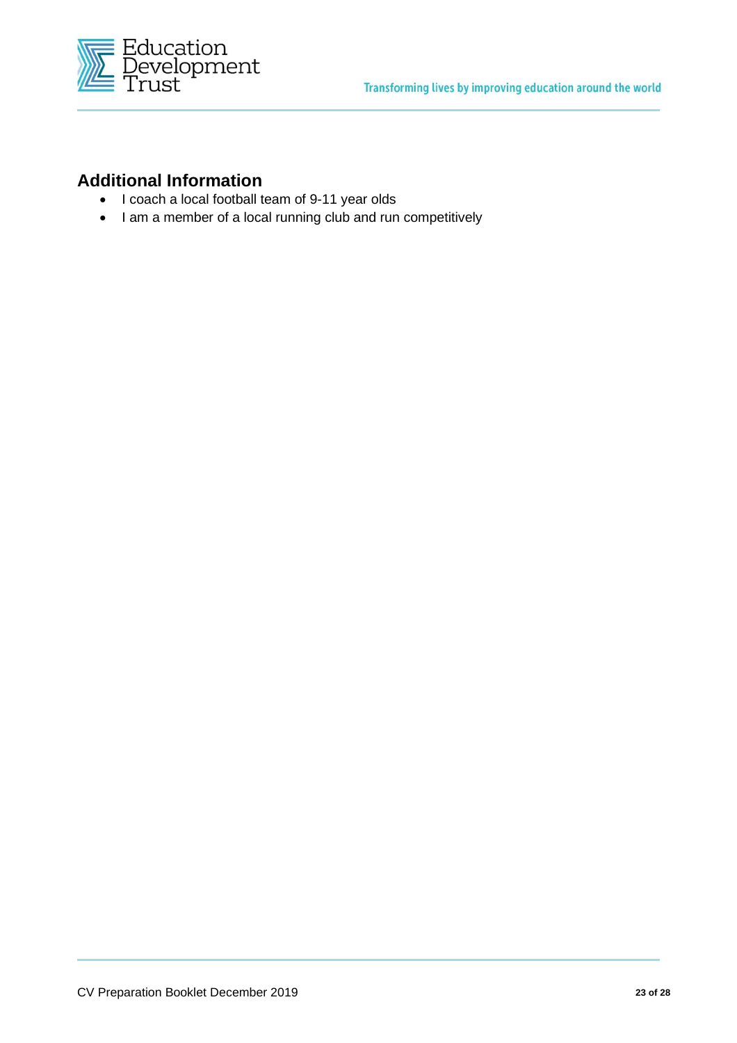## Additional Information

- I coach a local football team of 9-11 year olds
- I am a member of a local running club and run competitively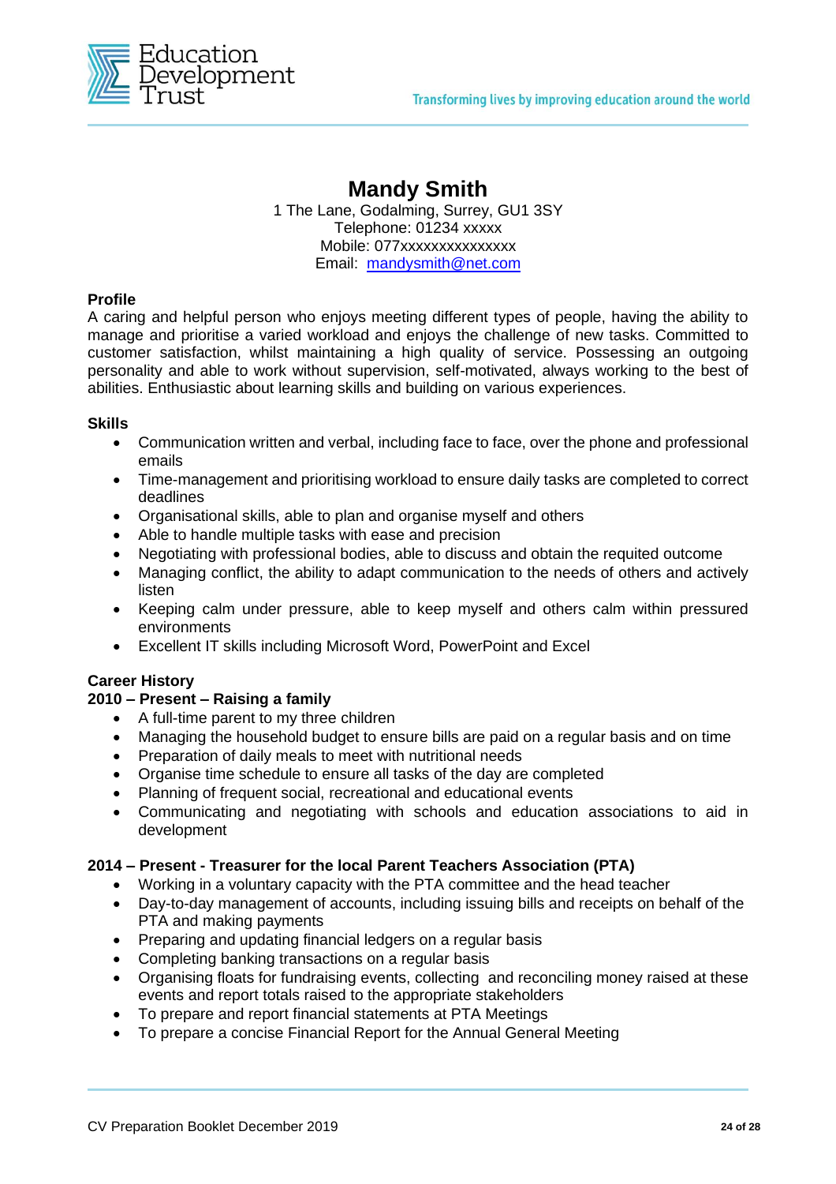# Mandy Smith

1 The Lane, Godalming, Surrey, GU1 3SY
Telephone: 01234 xxxxx
Mobile: 077xxxxxxxxxxxxxx
Email: [mandysmith@net.com](mailto:mandysmith@net.com)

### Profile

A caring and helpful person who enjoys meeting different types of people, having the ability to manage and prioritise a varied workload and enjoys the challenge of new tasks. Committed to customer satisfaction, whilst maintaining a high quality of service. Possessing an outgoing personality and able to work without supervision, self-motivated, always working to the best of abilities. Enthusiastic about learning skills and building on various experiences.

### Skills

- Communication written and verbal, including face to face, over the phone and professional emails
- Time-management and prioritising workload to ensure daily tasks are completed to correct deadlines
- Organisational skills, able to plan and organise myself and others
- Able to handle multiple tasks with ease and precision
- Negotiating with professional bodies, able to discuss and obtain the requted outcome
- Managing conflict, the ability to adapt communication to the needs of others and actively listen
- Keeping calm under pressure, able to keep myself and others calm within pressured environments
- Excellent IT skills including Microsoft Word, PowerPoint and Excel

### Career History

**2010 – Present – Raising a family**

- A full-time parent to my three children
- Managing the household budget to ensure bills are paid on a regular basis and on time
- Preparation of daily meals to meet with nutritional needs
- Organise time schedule to ensure all tasks of the day are completed
- Planning of frequent social, recreational and educational events
- Communicating and negotiating with schools and education associations to aid in development

**2014 – Present - Treasurer for the local Parent Teachers Association (PTA)**

- Working in a voluntary capacity with the PTA committee and the head teacher
- Day-to-day management of accounts, including issuing bills and receipts on behalf of the PTA and making payments
- Preparing and updating financial ledgers on a regular basis
- Completing banking transactions on a regular basis
- Organising floats for fundraising events, collecting and reconciling money raised at these events and report totals raised to the appropriate stakeholders
- To prepare and report financial statements at PTA Meetings
- To prepare a concise Financial Report for the Annual General Meeting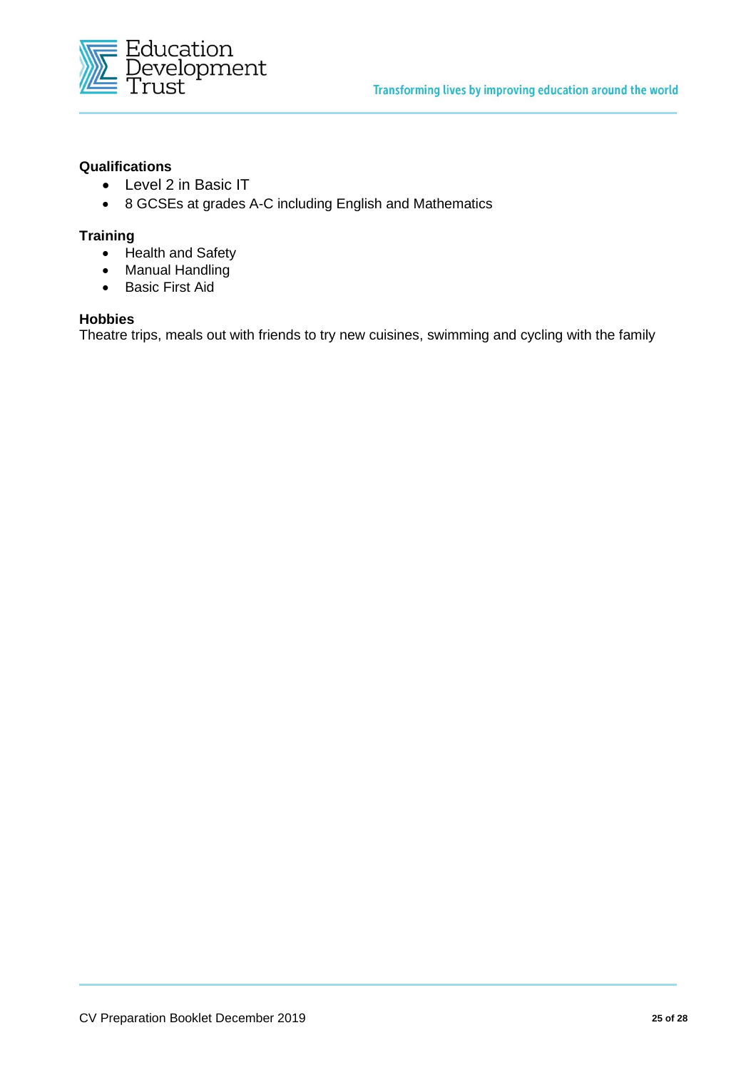**Qualifications**

- Level 2 in Basic IT
- 8 GCSEs at grades A-C including English and Mathematics

**Training**

- Health and Safety
- Manual Handling
- Basic First Aid

**Hobbies**

Theatre trips, meals out with friends to try new cuisines, swimming and cycling with the family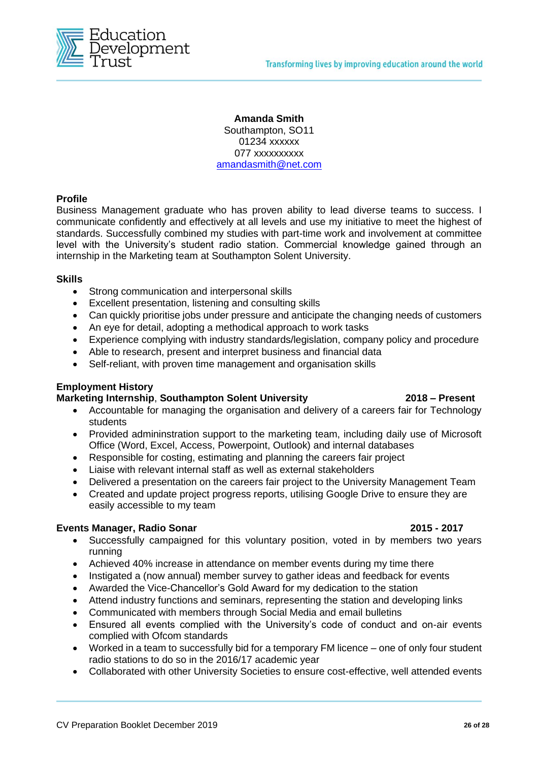**Amanda Smith**
Southampton, SO11
01234 xxxxxx
077 xxxxxxxxxx
amandasmith@net.com

## Profile

Business Management graduate who has proven ability to lead diverse teams to success. I communicate confidently and effectively at all levels and use my initiative to meet the highest of standards. Successfully combined my studies with part-time work and involvement at committee level with the University's student radio station. Commercial knowledge gained through an internship in the Marketing team at Southampton Solent University.

## Skills

- Strong communication and interpersonal skills
- Excellent presentation, listening and consulting skills
- Can quickly prioritise jobs under pressure and anticipate the changing needs of customers
- An eye for detail, adopting a methodical approach to work tasks
- Experience complying with industry standards/legislation, company policy and procedure
- Able to research, present and interpret business and financial data
- Self-reliant, with proven time management and organisation skills

## Employment History

**Marketing Internship**, **Southampton Solent University** **2018 – Present**

- Accountable for managing the organisation and delivery of a careers fair for Technology students
- Provided admininstration support to the marketing team, including daily use of Microsoft Office (Word, Excel, Access, Powerpoint, Outlook) and internal databases
- Responsible for costing, estimating and planning the careers fair project
- Liaise with relevant internal staff as well as external stakeholders
- Delivered a presentation on the careers fair project to the University Management Team
- Created and update project progress reports, utilising Google Drive to ensure they are easily accessible to my team

**Events Manager, Radio Sonar** **2015 - 2017**

- Successfully campaigned for this voluntary position, voted in by members two years running
- Achieved 40% increase in attendance on member events during my time there
- Instigated a (now annual) member survey to gather ideas and feedback for events
- Awarded the Vice-Chancellor's Gold Award for my dedication to the station
- Attend industry functions and seminars, representing the station and developing links
- Communicated with members through Social Media and email bulletins
- Ensured all events complied with the University's code of conduct and on-air events complied with Ofcom standards
- Worked in a team to successfully bid for a temporary FM licence – one of only four student radio stations to do so in the 2016/17 academic year
- Collaborated with other University Societies to ensure cost-effective, well attended events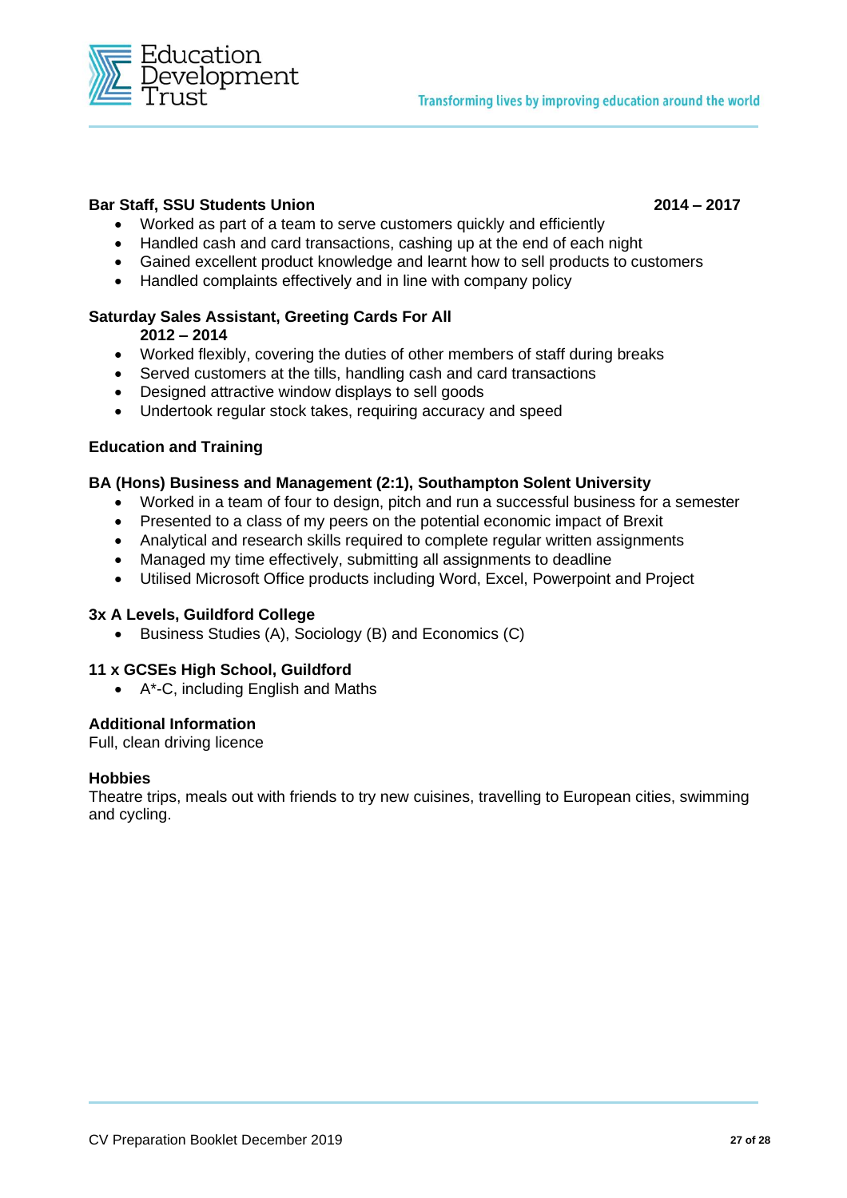**Bar Staff, SSU Students Union** **2014 – 2017**

- Worked as part of a team to serve customers quickly and efficiently
- Handled cash and card transactions, cashing up at the end of each night
- Gained excellent product knowledge and learnt how to sell products to customers
- Handled complaints effectively and in line with company policy

**Saturday Sales Assistant, Greeting Cards For All**
**2012 – 2014**

- Worked flexibly, covering the duties of other members of staff during breaks
- Served customers at the tills, handling cash and card transactions
- Designed attractive window displays to sell goods
- Undertook regular stock takes, requiring accuracy and speed

**Education and Training**

**BA (Hons) Business and Management (2:1), Southampton Solent University**

- Worked in a team of four to design, pitch and run a successful business for a semester
- Presented to a class of my peers on the potential economic impact of Brexit
- Analytical and research skills required to complete regular written assignments
- Managed my time effectively, submitting all assignments to deadline
- Utilised Microsoft Office products including Word, Excel, Powerpoint and Project

**3x A Levels, Guildford College**

- Business Studies (A), Sociology (B) and Economics (C)

**11 x GCSEs High School, Guildford**

- A*-C, including English and Maths

**Additional Information**
Full, clean driving licence

**Hobbies**
Theatre trips, meals out with friends to try new cuisines, travelling to European cities, swimming and cycling.